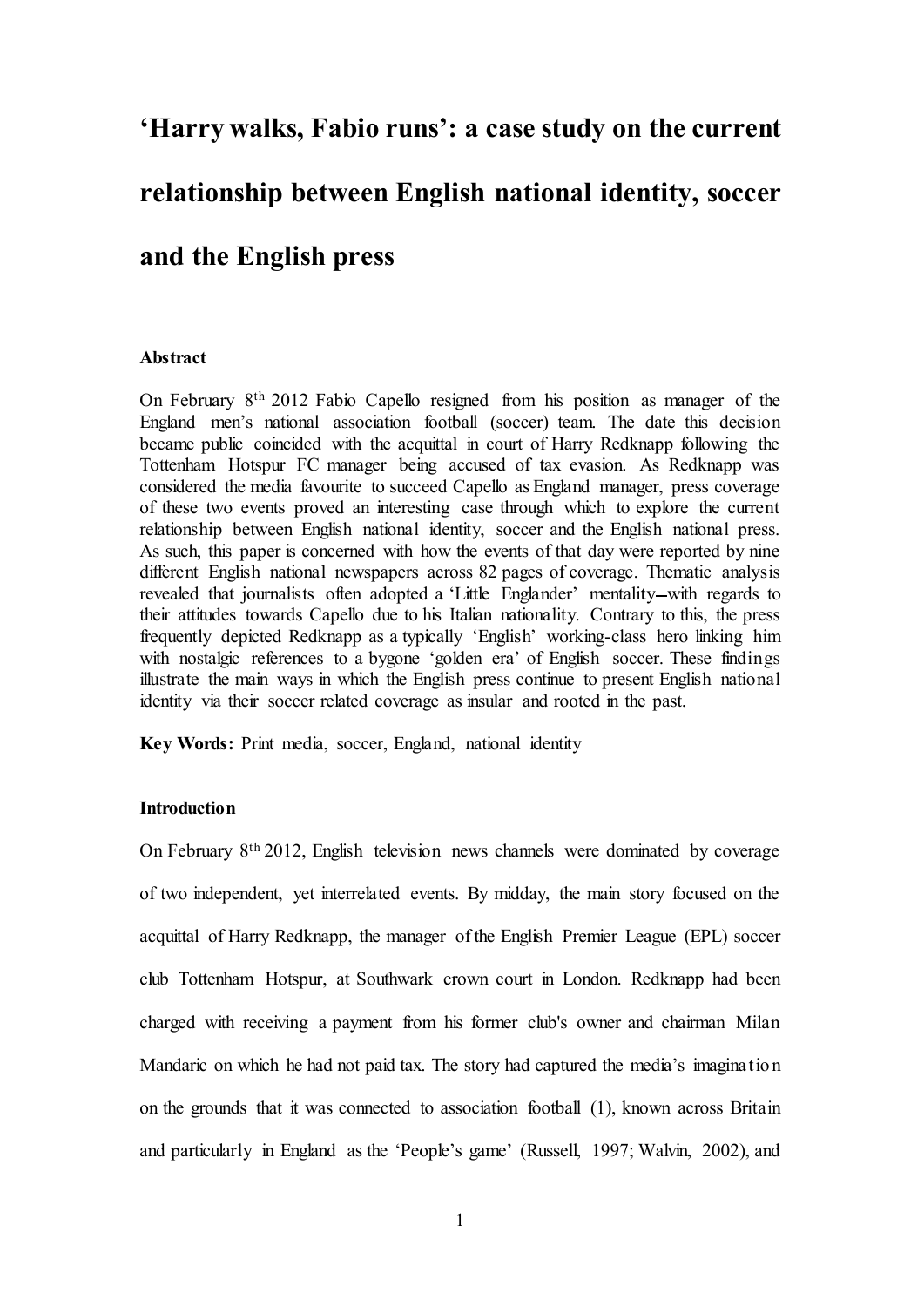# 'Harry walks, Fabio runs': a case study on the current relationship between English national identity, soccer and the English press

### Abstract

On February 8th 2012 Fabio Capello resigned from his position as manager of the England men's national association football (soccer) team. The date this decision became public coincided with the acquittal in court of Harry Redknapp following the Tottenham Hotspur FC manager being accused of tax evasion. As Redknapp was considered the media favourite to succeed Capello as England manager, press coverage of these two events proved an interesting case through which to explore the current relationship between English national identity, soccer and the English national press. As such, this paper is concerned with how the events of that day were reported by nine different English national newspapers across 82 pages of coverage. Thematic analysis revealed that journalists often adopted a 'Little Englander' mentality—with regards to their attitudes towards Capello due to his Italian nationality. Contrary to this, the press frequently depicted Redknapp as a typically 'English' working-class hero linking him with nostalgic references to a bygone 'golden era' of English soccer. These findings illustrate the main ways in which the English press continue to present English national identity via their soccer related coverage as insular and rooted in the past.

**Key Words:** Print media, soccer, England, national identity

### Introduction

On February 8th 2012, English television news channels were dominated by coverage of two independent, yet interrelated events. By midday, the main story focused on the acquittal of Harry Redknapp, the manager of the English Premier League (EPL) soccer club Tottenham Hotspur, at Southwark crown court in London. Redknapp had been charged with receiving a payment from his former club's owner and chairman Milan Mandaric on which he had not paid tax. The story had captured the media's imagination on the grounds that it was connected to association football (1), known across Britain and particularly in England as the 'People's game' (Russell, 1997; Walvin, 2002), and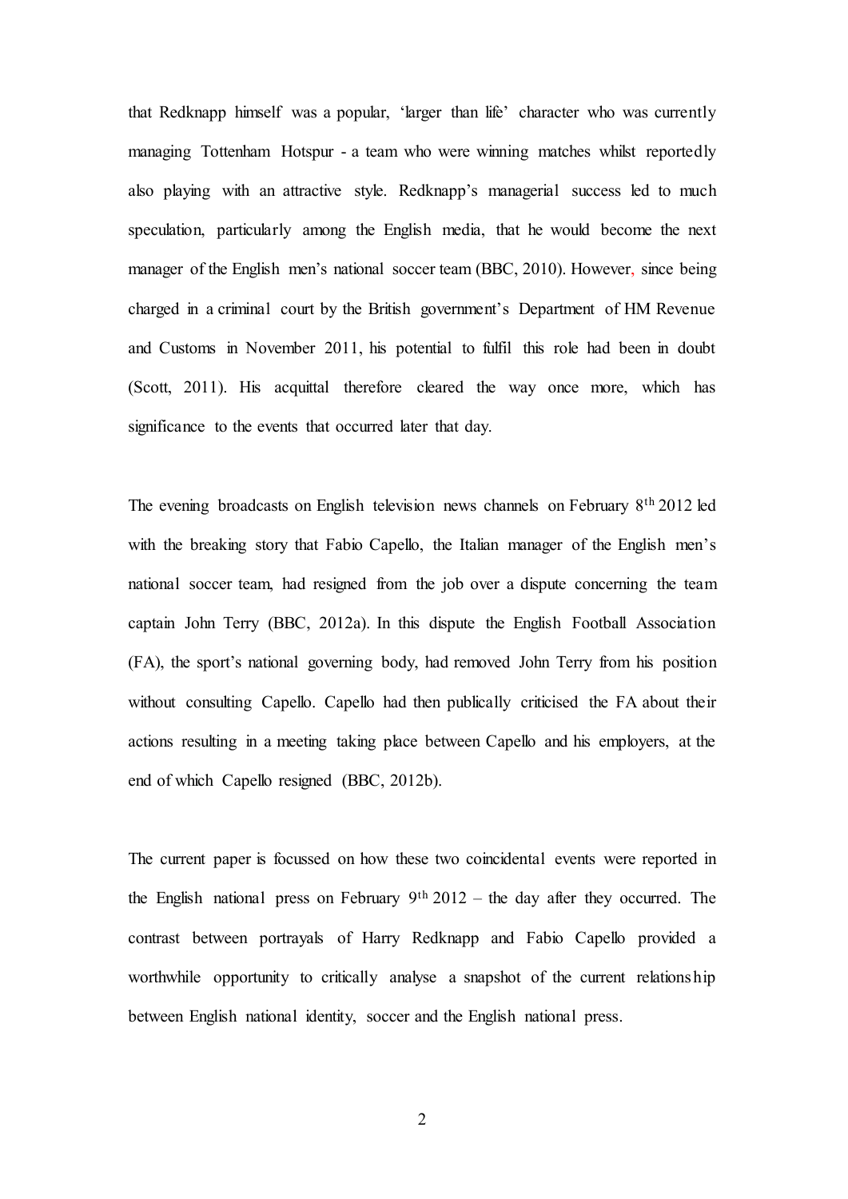that Redknapp himself was a popular, 'larger than life' character who was currently managing Tottenham Hotspur - a team who were winning matches whilst reportedly also playing with an attractive style. Redknapp's managerial success led to much speculation, particularly among the English media, that he would become the next manager of the English men's national soccer team (BBC, 2010). However, since being charged in a criminal court by the British government's Department of HM Revenue and Customs in November 2011, his potential to fulfil this role had been in doubt (Scott, 2011). His acquittal therefore cleared the way once more, which has significance to the events that occurred later that day.

The evening broadcasts on English television news channels on February 8th 2012 led with the breaking story that Fabio Capello, the Italian manager of the English men's national soccer team, had resigned from the job over a dispute concerning the team captain John Terry (BBC, 2012a). In this dispute the English Football Association (FA), the sport's national governing body, had removed John Terry from his position without consulting Capello. Capello had then publically criticised the FA about their actions resulting in a meeting taking place between Capello and his employers, at the end of which Capello resigned (BBC, 2012b).

The current paper is focussed on how these two coincidental events were reported in the English national press on February 9th 2012 – the day after they occurred. The contrast between portrayals of Harry Redknapp and Fabio Capello provided a worthwhile opportunity to critically analyse a snapshot of the current relationship between English national identity, soccer and the English national press.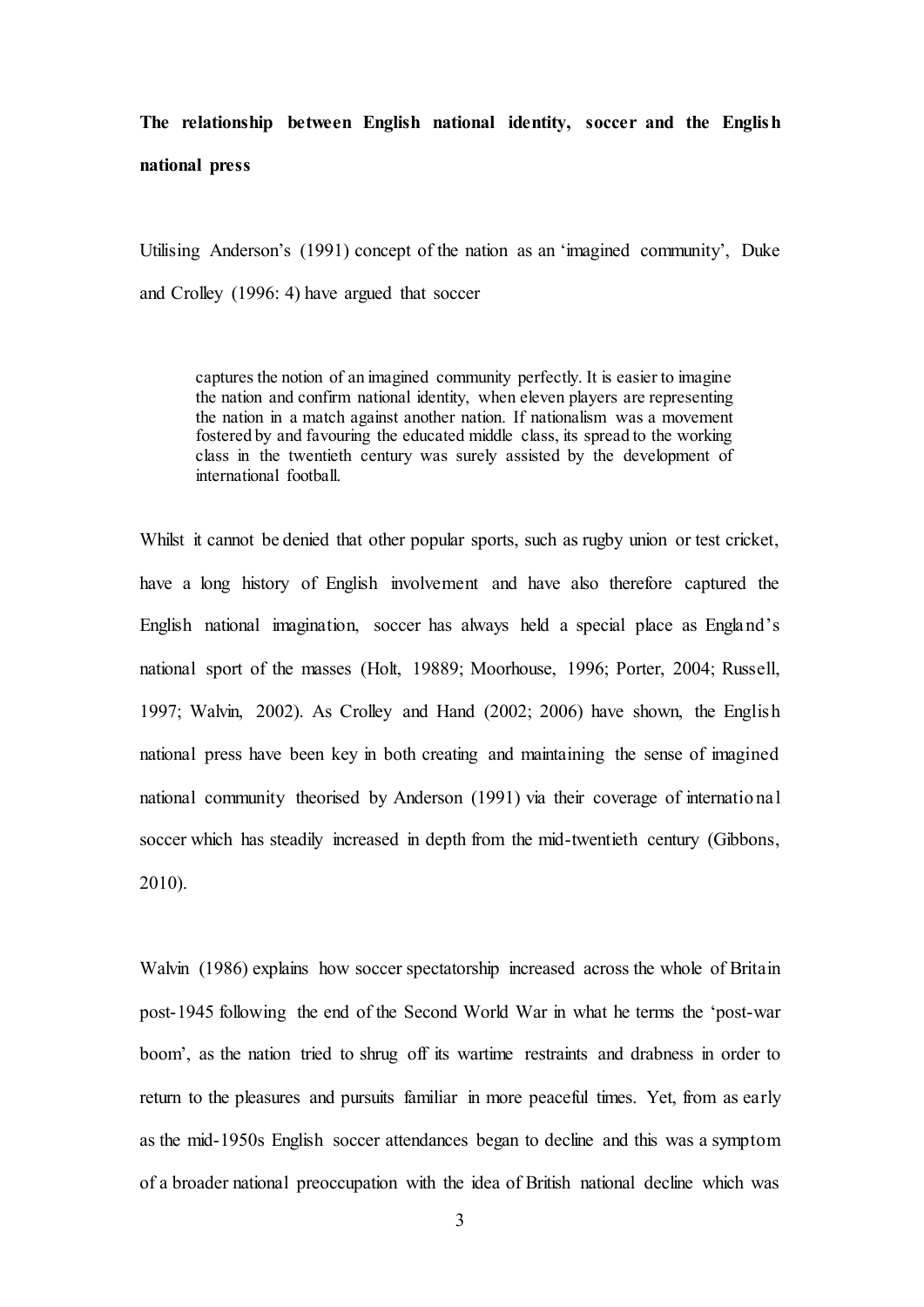**The relationship between English national identity, soccer and the English national press**

Utilising Anderson's (1991) concept of the nation as an 'imagined community', Duke and Crolley (1996: 4) have argued that soccer

> captures the notion of an imagined community perfectly. It is easier to imagine the nation and confirm national identity, when eleven players are representing the nation in a match against another nation. If nationalism was a movement fostered by and favouring the educated middle class, its spread to the working class in the twentieth century was surely assisted by the development of international football.

Whilst it cannot be denied that other popular sports, such as rugby union or test cricket, have a long history of English involvement and have also therefore captured the English national imagination, soccer has always held a special place as England's national sport of the masses (Holt, 19889; Moorhouse, 1996; Porter, 2004; Russell, 1997; Walvin, 2002). As Crolley and Hand (2002; 2006) have shown, the English national press have been key in both creating and maintaining the sense of imagined national community theorised by Anderson (1991) via their coverage of international soccer which has steadily increased in depth from the mid-twentieth century (Gibbons, 2010).

Walvin (1986) explains how soccer spectatorship increased across the whole of Britain post-1945 following the end of the Second World War in what he terms the 'post-war boom', as the nation tried to shrug off its wartime restraints and drabness in order to return to the pleasures and pursuits familiar in more peaceful times. Yet, from as early as the mid-1950s English soccer attendances began to decline and this was a symptom of a broader national preoccupation with the idea of British national decline which was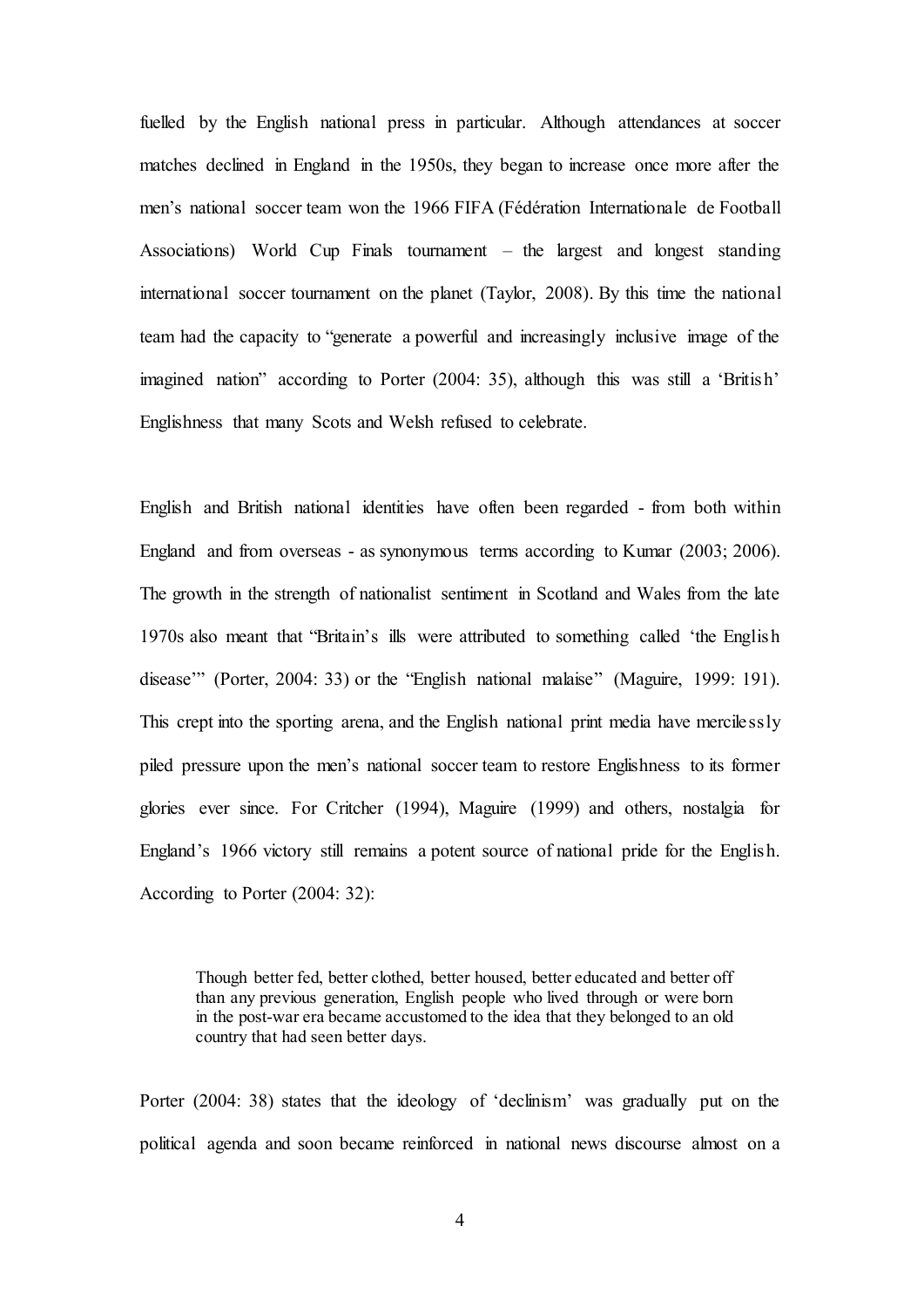fuelled by the English national press in particular. Although attendances at soccer matches declined in England in the 1950s, they began to increase once more after the men's national soccer team won the 1966 FIFA (Fédération Internationale de Football Associations) World Cup Finals tournament – the largest and longest standing international soccer tournament on the planet (Taylor, 2008). By this time the national team had the capacity to "generate a powerful and increasingly inclusive image of the imagined nation" according to Porter (2004: 35), although this was still a 'British' Englishness that many Scots and Welsh refused to celebrate.

English and British national identities have often been regarded - from both within England and from overseas - as synonymous terms according to Kumar (2003; 2006). The growth in the strength of nationalist sentiment in Scotland and Wales from the late 1970s also meant that "Britain's ills were attributed to something called 'the English disease'" (Porter, 2004: 33) or the "English national malaise" (Maguire, 1999: 191). This crept into the sporting arena, and the English national print media have mercilessly piled pressure upon the men's national soccer team to restore Englishness to its former glories ever since. For Critcher (1994), Maguire (1999) and others, nostalgia for England's 1966 victory still remains a potent source of national pride for the English. According to Porter (2004: 32):

> Though better fed, better clothed, better housed, better educated and better off than any previous generation, English people who lived through or were born in the post-war era became accustomed to the idea that they belonged to an old country that had seen better days.

Porter (2004: 38) states that the ideology of 'declinism' was gradually put on the political agenda and soon became reinforced in national news discourse almost on a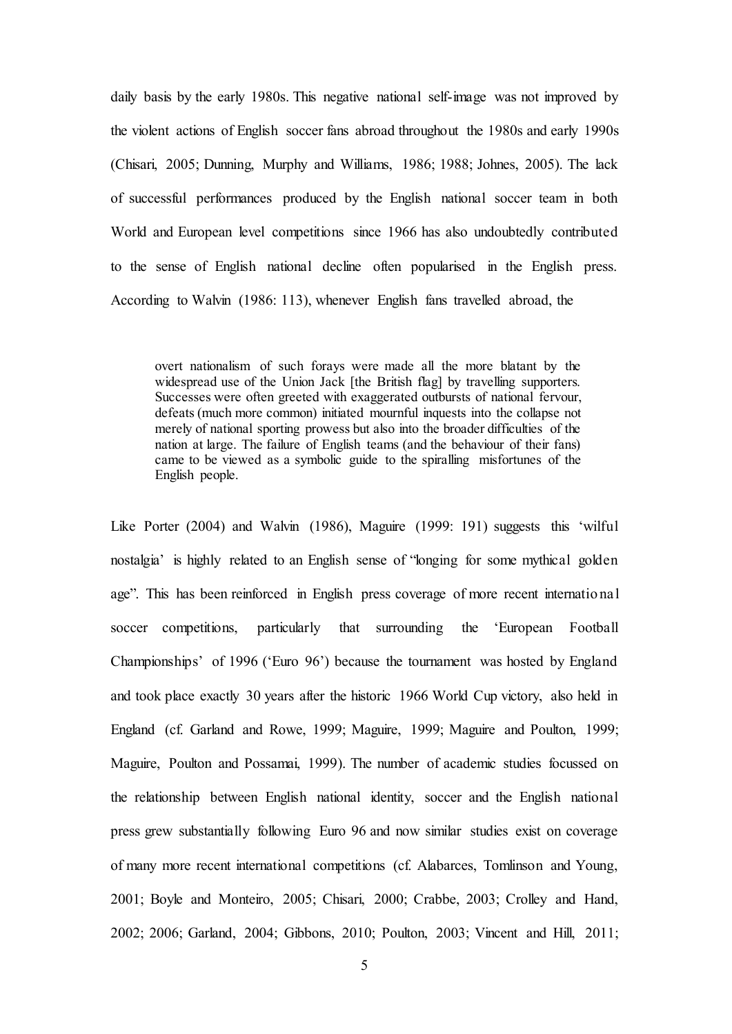daily basis by the early 1980s. This negative national self-image was not improved by the violent actions of English soccer fans abroad throughout the 1980s and early 1990s (Chisari, 2005; Dunning, Murphy and Williams, 1986; 1988; Johnes, 2005). The lack of successful performances produced by the English national soccer team in both World and European level competitions since 1966 has also undoubtedly contributed to the sense of English national decline often popularised in the English press. According to Walvin (1986: 113), whenever English fans travelled abroad, the

> overt nationalism of such forays were made all the more blatant by the widespread use of the Union Jack [the British flag] by travelling supporters. Successes were often greeted with exaggerated outbursts of national fervour, defeats (much more common) initiated mournful inquests into the collapse not merely of national sporting prowess but also into the broader difficulties of the nation at large. The failure of English teams (and the behaviour of their fans) came to be viewed as a symbolic guide to the spiralling misfortunes of the English people.

Like Porter (2004) and Walvin (1986), Maguire (1999: 191) suggests this 'wilful nostalgia' is highly related to an English sense of "longing for some mythical golden age". This has been reinforced in English press coverage of more recent international soccer competitions, particularly that surrounding the 'European Football Championships' of 1996 ('Euro 96') because the tournament was hosted by England and took place exactly 30 years after the historic 1966 World Cup victory, also held in England (cf. Garland and Rowe, 1999; Maguire, 1999; Maguire and Poulton, 1999; Maguire, Poulton and Possamai, 1999). The number of academic studies focussed on the relationship between English national identity, soccer and the English national press grew substantially following Euro 96 and now similar studies exist on coverage of many more recent international competitions (cf. Alabarces, Tomlinson and Young, 2001; Boyle and Monteiro, 2005; Chisari, 2000; Crabbe, 2003; Crolley and Hand, 2002; 2006; Garland, 2004; Gibbons, 2010; Poulton, 2003; Vincent and Hill, 2011;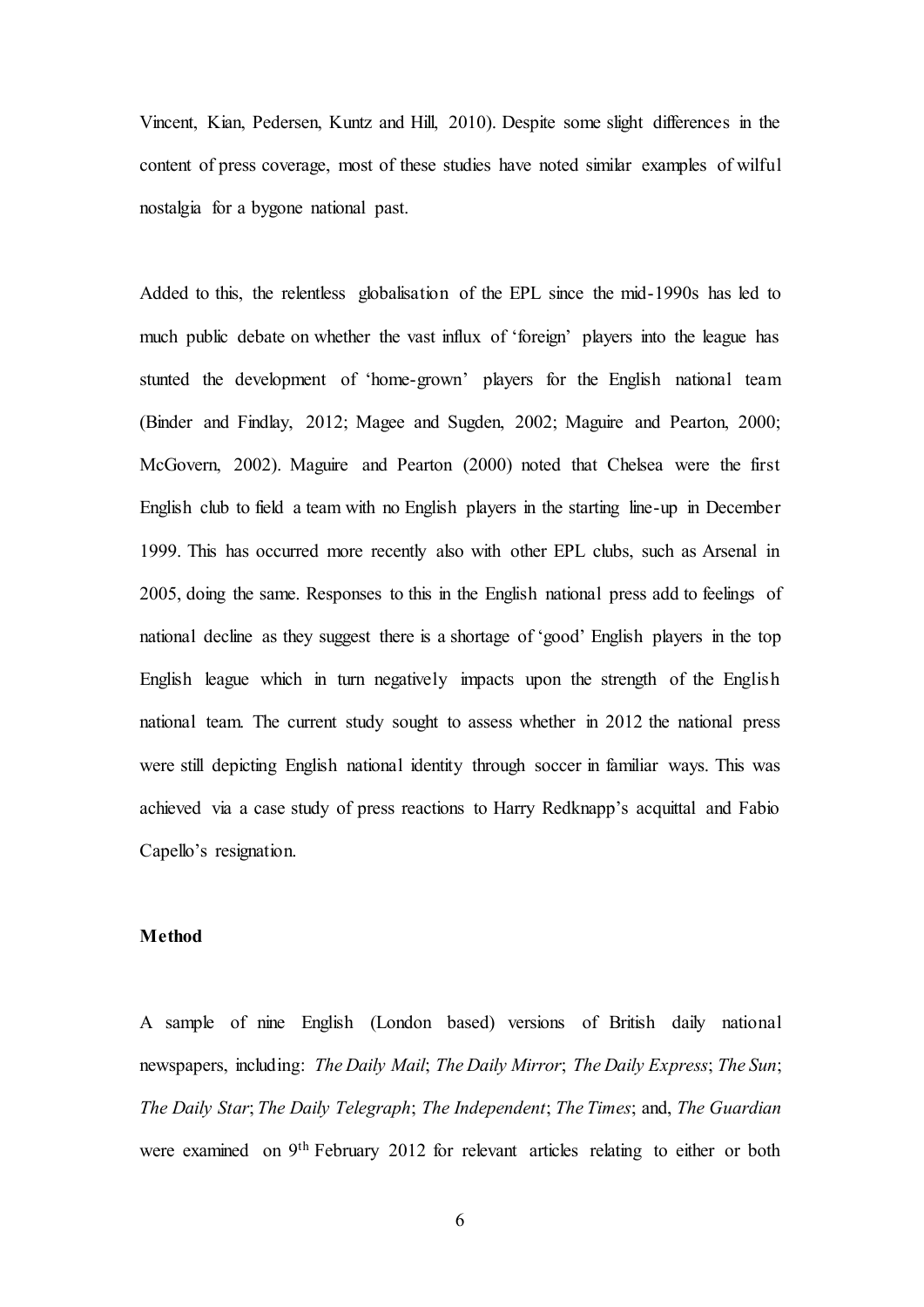Vincent, Kian, Pedersen, Kuntz and Hill, 2010). Despite some slight differences in the content of press coverage, most of these studies have noted similar examples of wilful nostalgia for a bygone national past.

Added to this, the relentless globalisation of the EPL since the mid-1990s has led to much public debate on whether the vast influx of 'foreign' players into the league has stunted the development of 'home-grown' players for the English national team (Binder and Findlay, 2012; Magee and Sugden, 2002; Maguire and Pearton, 2000; McGovern, 2002). Maguire and Pearton (2000) noted that Chelsea were the first English club to field a team with no English players in the starting line-up in December 1999. This has occurred more recently also with other EPL clubs, such as Arsenal in 2005, doing the same. Responses to this in the English national press add to feelings of national decline as they suggest there is a shortage of 'good' English players in the top English league which in turn negatively impacts upon the strength of the English national team. The current study sought to assess whether in 2012 the national press were still depicting English national identity through soccer in familiar ways. This was achieved via a case study of press reactions to Harry Redknapp's acquittal and Fabio Capello's resignation.

**Method**

A sample of nine English (London based) versions of British daily national newspapers, including: *The Daily Mail*; *The Daily Mirror*; *The Daily Express*; *The Sun*; *The Daily Star*; *The Daily Telegraph*; *The Independent*; *The Times*; and, *The Guardian* were examined on 9th February 2012 for relevant articles relating to either or both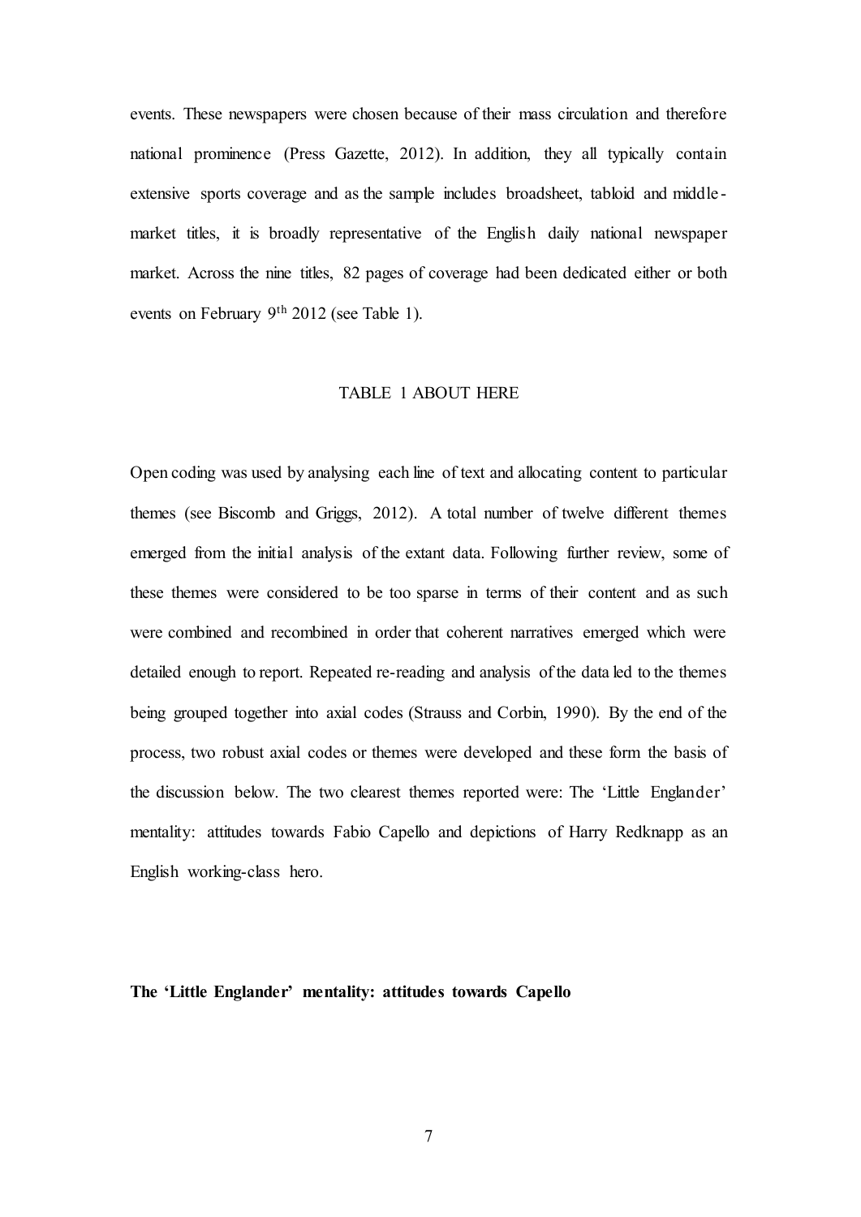events. These newspapers were chosen because of their mass circulation and therefore national prominence (Press Gazette, 2012). In addition, they all typically contain extensive sports coverage and as the sample includes broadsheet, tabloid and middle-market titles, it is broadly representative of the English daily national newspaper market. Across the nine titles, 82 pages of coverage had been dedicated either or both events on February 9th 2012 (see Table 1).

TABLE 1 ABOUT HERE

Open coding was used by analysing each line of text and allocating content to particular themes (see Biscomb and Griggs, 2012). A total number of twelve different themes emerged from the initial analysis of the extant data. Following further review, some of these themes were considered to be too sparse in terms of their content and as such were combined and recombined in order that coherent narratives emerged which were detailed enough to report. Repeated re-reading and analysis of the data led to the themes being grouped together into axial codes (Strauss and Corbin, 1990). By the end of the process, two robust axial codes or themes were developed and these form the basis of the discussion below. The two clearest themes reported were: The 'Little Englander' mentality: attitudes towards Fabio Capello and depictions of Harry Redknapp as an English working-class hero.

**The 'Little Englander' mentality: attitudes towards Capello**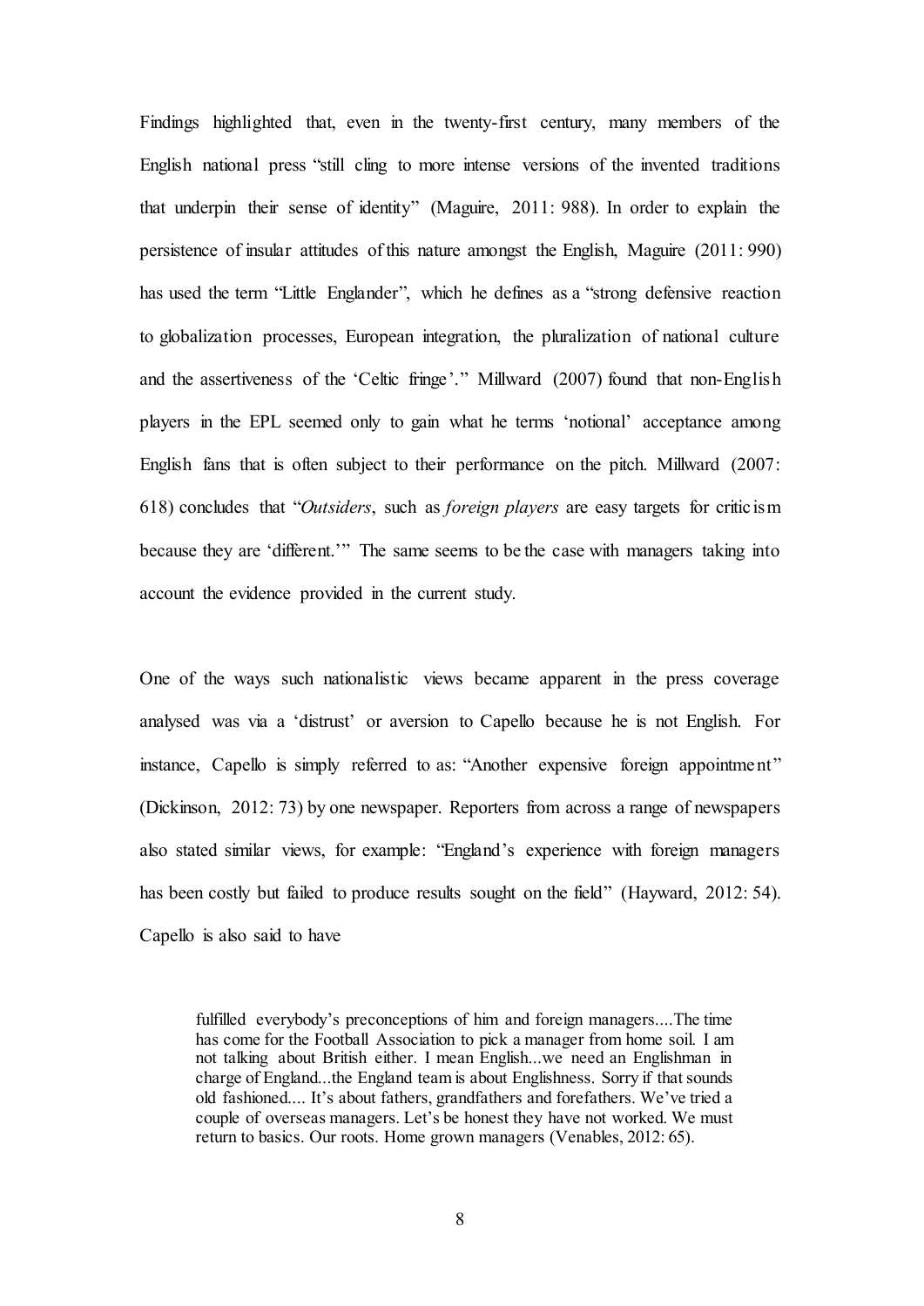Findings highlighted that, even in the twenty-first century, many members of the English national press "still cling to more intense versions of the invented traditions that underpin their sense of identity" (Maguire, 2011: 988). In order to explain the persistence of insular attitudes of this nature amongst the English, Maguire (2011: 990) has used the term "Little Englander", which he defines as a "strong defensive reaction to globalization processes, European integration, the pluralization of national culture and the assertiveness of the 'Celtic fringe'." Millward (2007) found that non-English players in the EPL seemed only to gain what he terms 'notional' acceptance among English fans that is often subject to their performance on the pitch. Millward (2007: 618) concludes that "*Outsiders*, such as *foreign players* are easy targets for criticism because they are 'different.'" The same seems to be the case with managers taking into account the evidence provided in the current study.

One of the ways such nationalistic views became apparent in the press coverage analysed was via a 'distrust' or aversion to Capello because he is not English. For instance, Capello is simply referred to as: "Another expensive foreign appointment" (Dickinson, 2012: 73) by one newspaper. Reporters from across a range of newspapers also stated similar views, for example: "England's experience with foreign managers has been costly but failed to produce results sought on the field" (Hayward, 2012: 54). Capello is also said to have

> fulfilled everybody's preconceptions of him and foreign managers....The time has come for the Football Association to pick a manager from home soil. I am not talking about British either. I mean English...we need an Englishman in charge of England...the England team is about Englishness. Sorry if that sounds old fashioned.... It's about fathers, grandfathers and forefathers. We've tried a couple of overseas managers. Let's be honest they have not worked. We must return to basics. Our roots. Home grown managers (Venables, 2012: 65).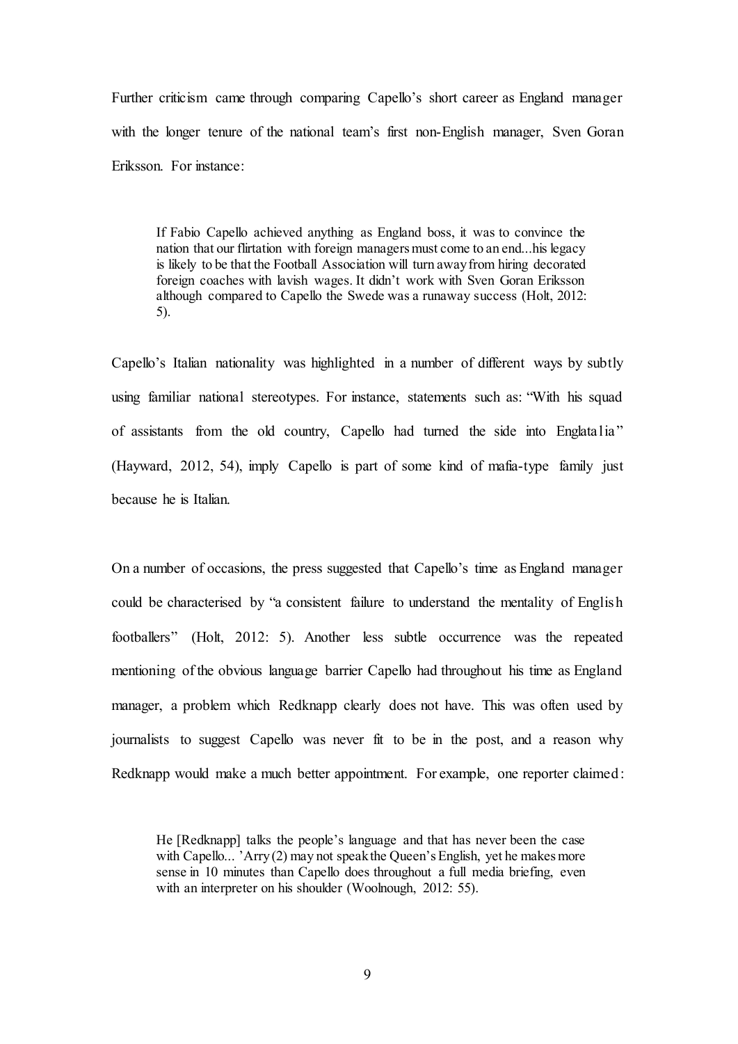Further criticism came through comparing Capello's short career as England manager with the longer tenure of the national team's first non-English manager, Sven Goran Eriksson. For instance:

> If Fabio Capello achieved anything as England boss, it was to convince the nation that our flirtation with foreign managers must come to an end...his legacy is likely to be that the Football Association will turn away from hiring decorated foreign coaches with lavish wages. It didn't work with Sven Goran Eriksson although compared to Capello the Swede was a runaway success (Holt, 2012: 5).

Capello's Italian nationality was highlighted in a number of different ways by subtly using familiar national stereotypes. For instance, statements such as: "With his squad of assistants from the old country, Capello had turned the side into Englatalia" (Hayward, 2012, 54), imply Capello is part of some kind of mafia-type family just because he is Italian.

On a number of occasions, the press suggested that Capello's time as England manager could be characterised by "a consistent failure to understand the mentality of English footballers" (Holt, 2012: 5). Another less subtle occurrence was the repeated mentioning of the obvious language barrier Capello had throughout his time as England manager, a problem which Redknapp clearly does not have. This was often used by journalists to suggest Capello was never fit to be in the post, and a reason why Redknapp would make a much better appointment. For example, one reporter claimed:

> He [Redknapp] talks the people's language and that has never been the case with Capello... 'Arry (2) may not speak the Queen's English, yet he makes more sense in 10 minutes than Capello does throughout a full media briefing, even with an interpreter on his shoulder (Woolnough, 2012: 55).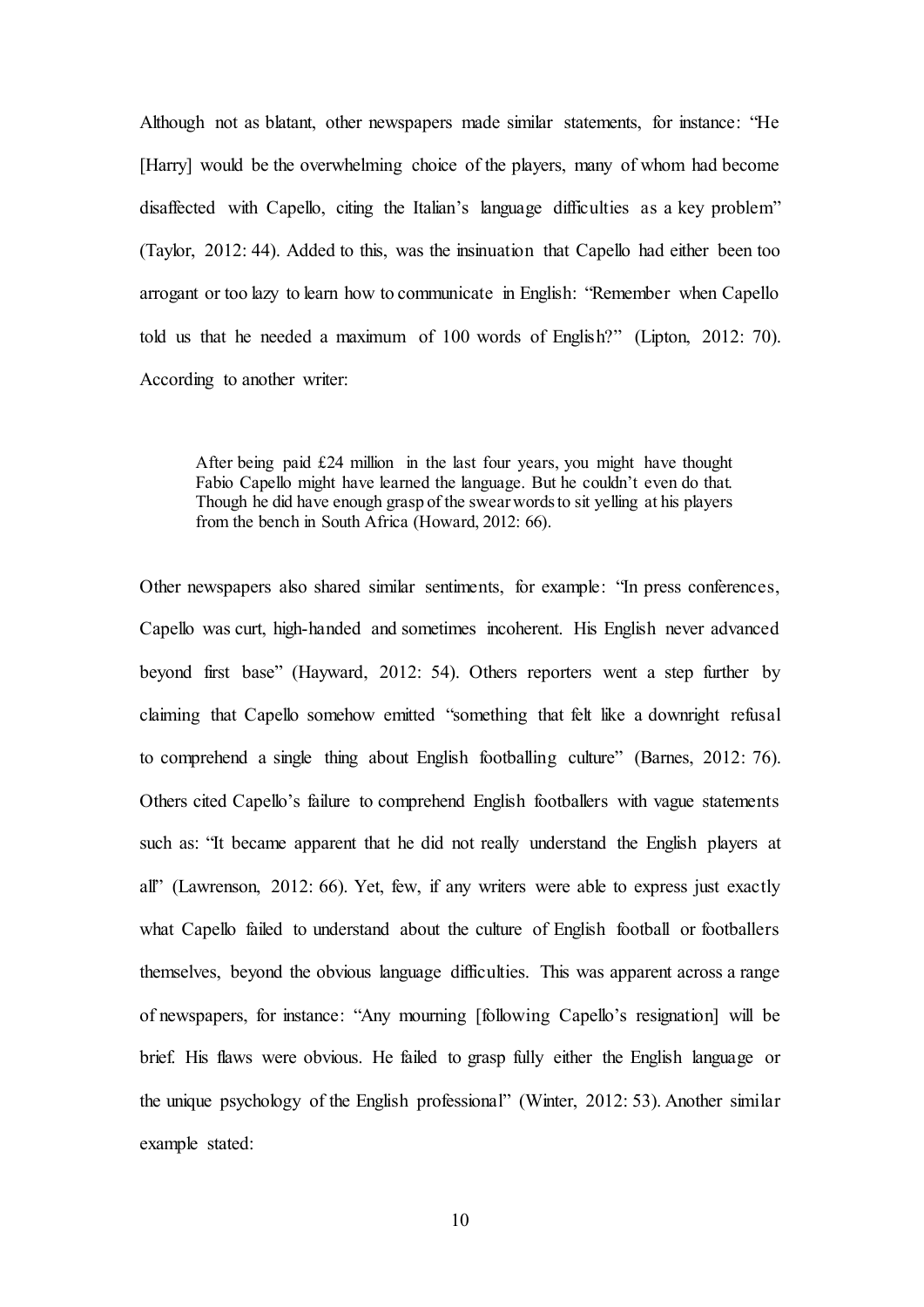Although not as blatant, other newspapers made similar statements, for instance: "He [Harry] would be the overwhelming choice of the players, many of whom had become disaffected with Capello, citing the Italian's language difficulties as a key problem" (Taylor, 2012: 44). Added to this, was the insinuation that Capello had either been too arrogant or too lazy to learn how to communicate in English: "Remember when Capello told us that he needed a maximum of 100 words of English?" (Lipton, 2012: 70). According to another writer:

> After being paid £24 million in the last four years, you might have thought Fabio Capello might have learned the language. But he couldn't even do that. Though he did have enough grasp of the swear words to sit yelling at his players from the bench in South Africa (Howard, 2012: 66).

Other newspapers also shared similar sentiments, for example: "In press conferences, Capello was curt, high-handed and sometimes incoherent. His English never advanced beyond first base" (Hayward, 2012: 54). Others reporters went a step further by claiming that Capello somehow emitted "something that felt like a downright refusal to comprehend a single thing about English footballing culture" (Barnes, 2012: 76). Others cited Capello's failure to comprehend English footballers with vague statements such as: "It became apparent that he did not really understand the English players at all" (Lawrenson, 2012: 66). Yet, few, if any writers were able to express just exactly what Capello failed to understand about the culture of English football or footballers themselves, beyond the obvious language difficulties. This was apparent across a range of newspapers, for instance: "Any mourning [following Capello's resignation] will be brief. His flaws were obvious. He failed to grasp fully either the English language or the unique psychology of the English professional" (Winter, 2012: 53). Another similar example stated: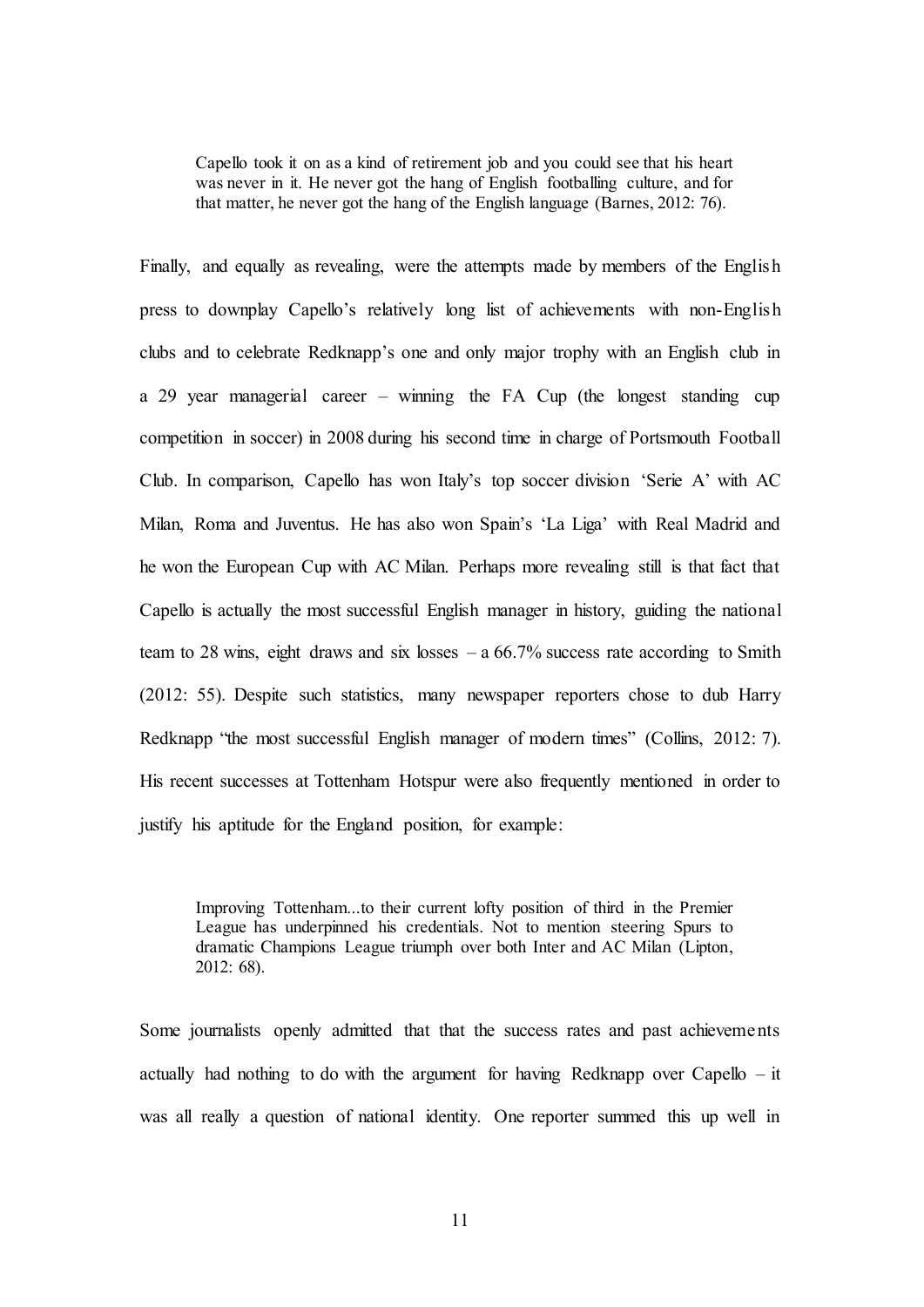> Capello took it on as a kind of retirement job and you could see that his heart was never in it. He never got the hang of English footballing culture, and for that matter, he never got the hang of the English language (Barnes, 2012: 76).

Finally, and equally as revealing, were the attempts made by members of the English press to downplay Capello's relatively long list of achievements with non-English clubs and to celebrate Redknapp's one and only major trophy with an English club in a 29 year managerial career – winning the FA Cup (the longest standing cup competition in soccer) in 2008 during his second time in charge of Portsmouth Football Club. In comparison, Capello has won Italy's top soccer division 'Serie A' with AC Milan, Roma and Juventus. He has also won Spain's 'La Liga' with Real Madrid and he won the European Cup with AC Milan. Perhaps more revealing still is that fact that Capello is actually the most successful English manager in history, guiding the national team to 28 wins, eight draws and six losses – a 66.7% success rate according to Smith (2012: 55). Despite such statistics, many newspaper reporters chose to dub Harry Redknapp "the most successful English manager of modern times" (Collins, 2012: 7). His recent successes at Tottenham Hotspur were also frequently mentioned in order to justify his aptitude for the England position, for example:

> Improving Tottenham...to their current lofty position of third in the Premier League has underpinned his credentials. Not to mention steering Spurs to dramatic Champions League triumph over both Inter and AC Milan (Lipton, 2012: 68).

Some journalists openly admitted that that the success rates and past achievements actually had nothing to do with the argument for having Redknapp over Capello – it was all really a question of national identity. One reporter summed this up well in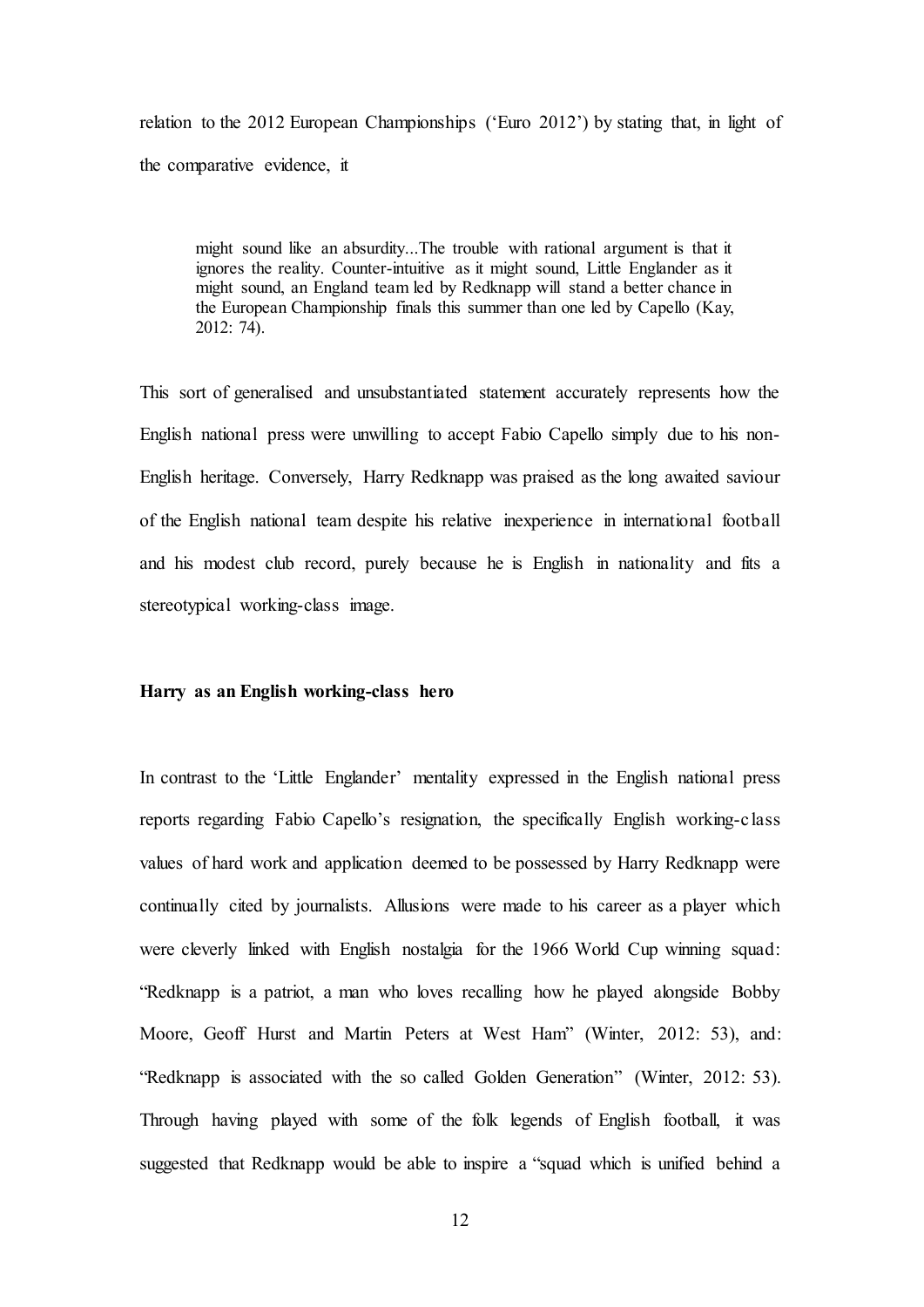relation to the 2012 European Championships ('Euro 2012') by stating that, in light of the comparative evidence, it

> might sound like an absurdity...The trouble with rational argument is that it ignores the reality. Counter-intuitive as it might sound, Little Englander as it might sound, an England team led by Redknapp will stand a better chance in the European Championship finals this summer than one led by Capello (Kay, 2012: 74).

This sort of generalised and unsubstantiated statement accurately represents how the English national press were unwilling to accept Fabio Capello simply due to his non-English heritage. Conversely, Harry Redknapp was praised as the long awaited saviour of the English national team despite his relative inexperience in international football and his modest club record, purely because he is English in nationality and fits a stereotypical working-class image.

**Harry as an English working-class hero**

In contrast to the 'Little Englander' mentality expressed in the English national press reports regarding Fabio Capello's resignation, the specifically English working-class values of hard work and application deemed to be possessed by Harry Redknapp were continually cited by journalists. Allusions were made to his career as a player which were cleverly linked with English nostalgia for the 1966 World Cup winning squad: "Redknapp is a patriot, a man who loves recalling how he played alongside Bobby Moore, Geoff Hurst and Martin Peters at West Ham" (Winter, 2012: 53), and: "Redknapp is associated with the so called Golden Generation" (Winter, 2012: 53). Through having played with some of the folk legends of English football, it was suggested that Redknapp would be able to inspire a "squad which is unified behind a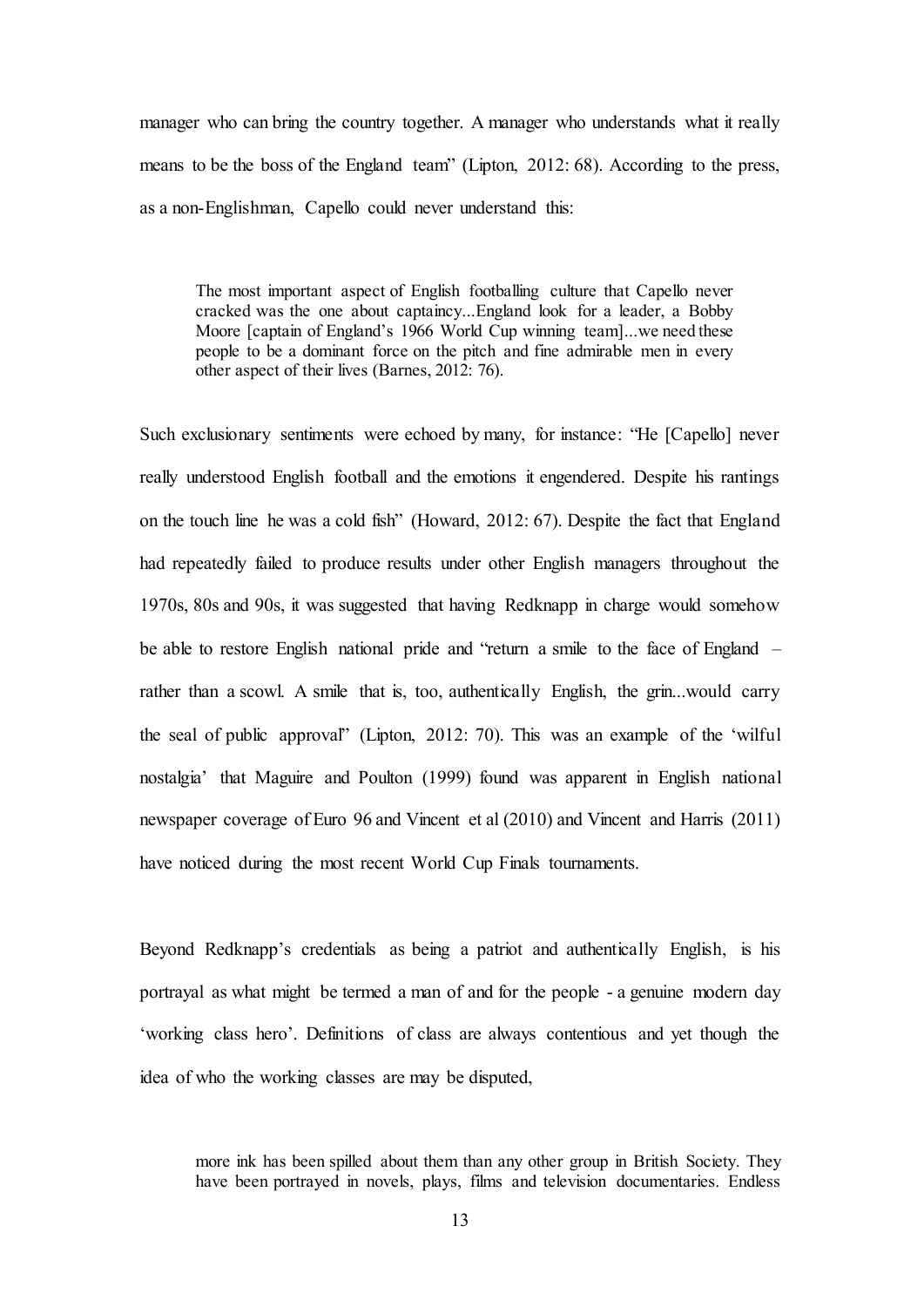manager who can bring the country together. A manager who understands what it really means to be the boss of the England team" (Lipton, 2012: 68). According to the press, as a non-Englishman, Capello could never understand this:

> The most important aspect of English footballing culture that Capello never cracked was the one about captaincy...England look for a leader, a Bobby Moore [captain of England's 1966 World Cup winning team]...we need these people to be a dominant force on the pitch and fine admirable men in every other aspect of their lives (Barnes, 2012: 76).

Such exclusionary sentiments were echoed by many, for instance: "He [Capello] never really understood English football and the emotions it engendered. Despite his rantings on the touch line he was a cold fish" (Howard, 2012: 67). Despite the fact that England had repeatedly failed to produce results under other English managers throughout the 1970s, 80s and 90s, it was suggested that having Redknapp in charge would somehow be able to restore English national pride and "return a smile to the face of England – rather than a scowl. A smile that is, too, authentically English, the grin...would carry the seal of public approval" (Lipton, 2012: 70). This was an example of the 'wilful nostalgia' that Maguire and Poulton (1999) found was apparent in English national newspaper coverage of Euro 96 and Vincent et al (2010) and Vincent and Harris (2011) have noticed during the most recent World Cup Finals tournaments.

Beyond Redknapp's credentials as being a patriot and authentically English, is his portrayal as what might be termed a man of and for the people - a genuine modern day 'working class hero'. Definitions of class are always contentious and yet though the idea of who the working classes are may be disputed,

> more ink has been spilled about them than any other group in British Society. They have been portrayed in novels, plays, films and television documentaries. Endless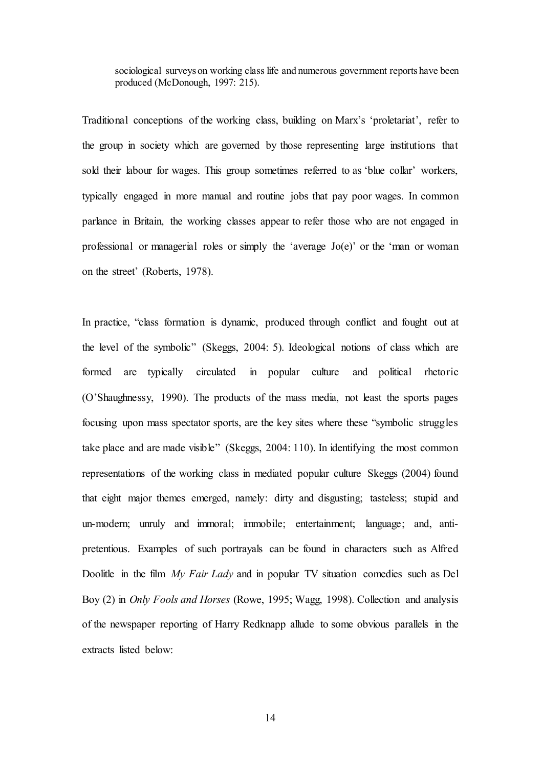> sociological surveys on working class life and numerous government reports have been produced (McDonough, 1997: 215).

Traditional conceptions of the working class, building on Marx's 'proletariat', refer to the group in society which are governed by those representing large institutions that sold their labour for wages. This group sometimes referred to as 'blue collar' workers, typically engaged in more manual and routine jobs that pay poor wages. In common parlance in Britain, the working classes appear to refer those who are not engaged in professional or managerial roles or simply the 'average Jo(e)' or the 'man or woman on the street' (Roberts, 1978).

In practice, "class formation is dynamic, produced through conflict and fought out at the level of the symbolic" (Skeggs, 2004: 5). Ideological notions of class which are formed are typically circulated in popular culture and political rhetoric (O'Shaughnessy, 1990). The products of the mass media, not least the sports pages focusing upon mass spectator sports, are the key sites where these "symbolic struggles take place and are made visible" (Skeggs, 2004: 110). In identifying the most common representations of the working class in mediated popular culture Skeggs (2004) found that eight major themes emerged, namely: dirty and disgusting; tasteless; stupid and un-modern; unruly and immoral; immobile; entertainment; language; and, anti-pretentious. Examples of such portrayals can be found in characters such as Alfred Doolitle in the film *My Fair Lady* and in popular TV situation comedies such as Del Boy (2) in *Only Fools and Horses* (Rowe, 1995; Wagg, 1998). Collection and analysis of the newspaper reporting of Harry Redknapp allude to some obvious parallels in the extracts listed below: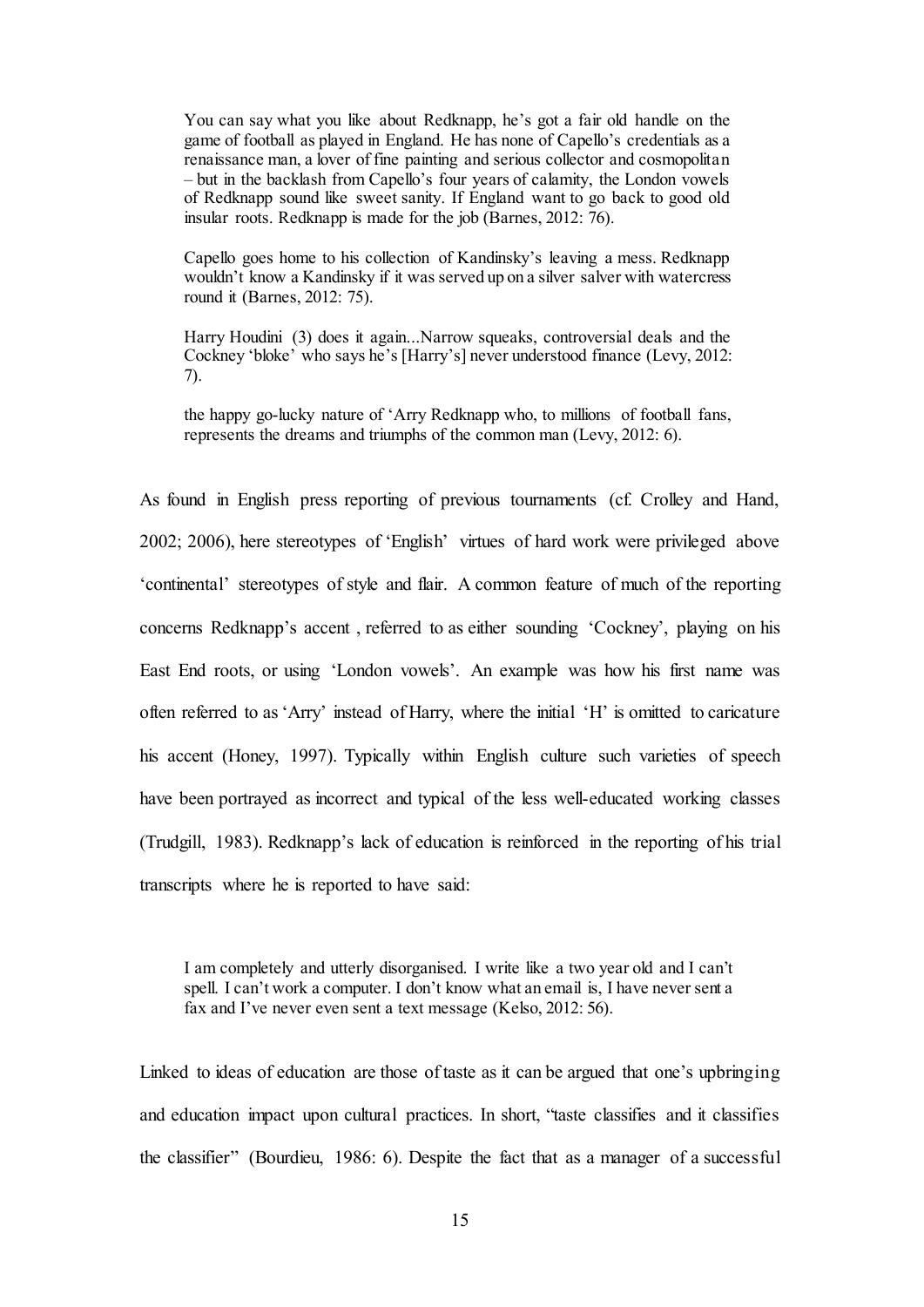> You can say what you like about Redknapp, he's got a fair old handle on the game of football as played in England. He has none of Capello's credentials as a renaissance man, a lover of fine painting and serious collector and cosmopolitan – but in the backlash from Capello's four years of calamity, the London vowels of Redknapp sound like sweet sanity. If England want to go back to good old insular roots. Redknapp is made for the job (Barnes, 2012: 76).

> Capello goes home to his collection of Kandinsky's leaving a mess. Redknapp wouldn't know a Kandinsky if it was served up on a silver salver with watercress round it (Barnes, 2012: 75).

> Harry Houdini (3) does it again...Narrow squeaks, controversial deals and the Cockney 'bloke' who says he's [Harry's] never understood finance (Levy, 2012: 7).

> the happy go-lucky nature of 'Arry Redknapp who, to millions of football fans, represents the dreams and triumphs of the common man (Levy, 2012: 6).

As found in English press reporting of previous tournaments (cf. Crolley and Hand, 2002; 2006), here stereotypes of 'English' virtues of hard work were privileged above 'continental' stereotypes of style and flair. A common feature of much of the reporting concerns Redknapp's accent , referred to as either sounding 'Cockney', playing on his East End roots, or using 'London vowels'. An example was how his first name was often referred to as 'Arry' instead of Harry, where the initial 'H' is omitted to caricature his accent (Honey, 1997). Typically within English culture such varieties of speech have been portrayed as incorrect and typical of the less well-educated working classes (Trudgill, 1983). Redknapp's lack of education is reinforced in the reporting of his trial transcripts where he is reported to have said:

> I am completely and utterly disorganised. I write like a two year old and I can't spell. I can't work a computer. I don't know what an email is, I have never sent a fax and I've never even sent a text message (Kelso, 2012: 56).

Linked to ideas of education are those of taste as it can be argued that one's upbringing and education impact upon cultural practices. In short, "taste classifies and it classifies the classifier" (Bourdieu, 1986: 6). Despite the fact that as a manager of a successful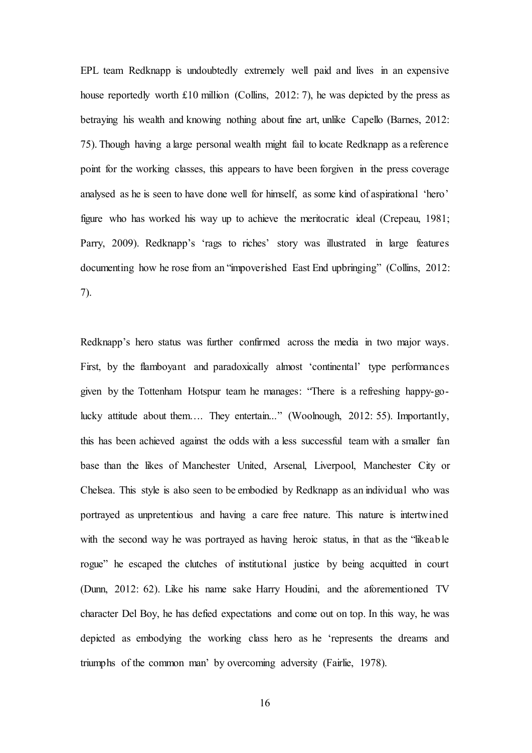EPL team Redknapp is undoubtedly extremely well paid and lives in an expensive house reportedly worth £10 million (Collins, 2012: 7), he was depicted by the press as betraying his wealth and knowing nothing about fine art, unlike Capello (Barnes, 2012: 75). Though having a large personal wealth might fail to locate Redknapp as a reference point for the working classes, this appears to have been forgiven in the press coverage analysed as he is seen to have done well for himself, as some kind of aspirational 'hero' figure who has worked his way up to achieve the meritocratic ideal (Crepeau, 1981; Parry, 2009). Redknapp's 'rags to riches' story was illustrated in large features documenting how he rose from an "impoverished East End upbringing" (Collins, 2012: 7).

Redknapp's hero status was further confirmed across the media in two major ways. First, by the flamboyant and paradoxically almost 'continental' type performances given by the Tottenham Hotspur team he manages: "There is a refreshing happy-go-lucky attitude about them…. They entertain..." (Woolnough, 2012: 55). Importantly, this has been achieved against the odds with a less successful team with a smaller fan base than the likes of Manchester United, Arsenal, Liverpool, Manchester City or Chelsea. This style is also seen to be embodied by Redknapp as an individual who was portrayed as unpretentious and having a care free nature. This nature is intertwined with the second way he was portrayed as having heroic status, in that as the "likeable rogue" he escaped the clutches of institutional justice by being acquitted in court (Dunn, 2012: 62). Like his name sake Harry Houdini, and the aforementioned TV character Del Boy, he has defied expectations and come out on top. In this way, he was depicted as embodying the working class hero as he 'represents the dreams and triumphs of the common man' by overcoming adversity (Fairlie, 1978).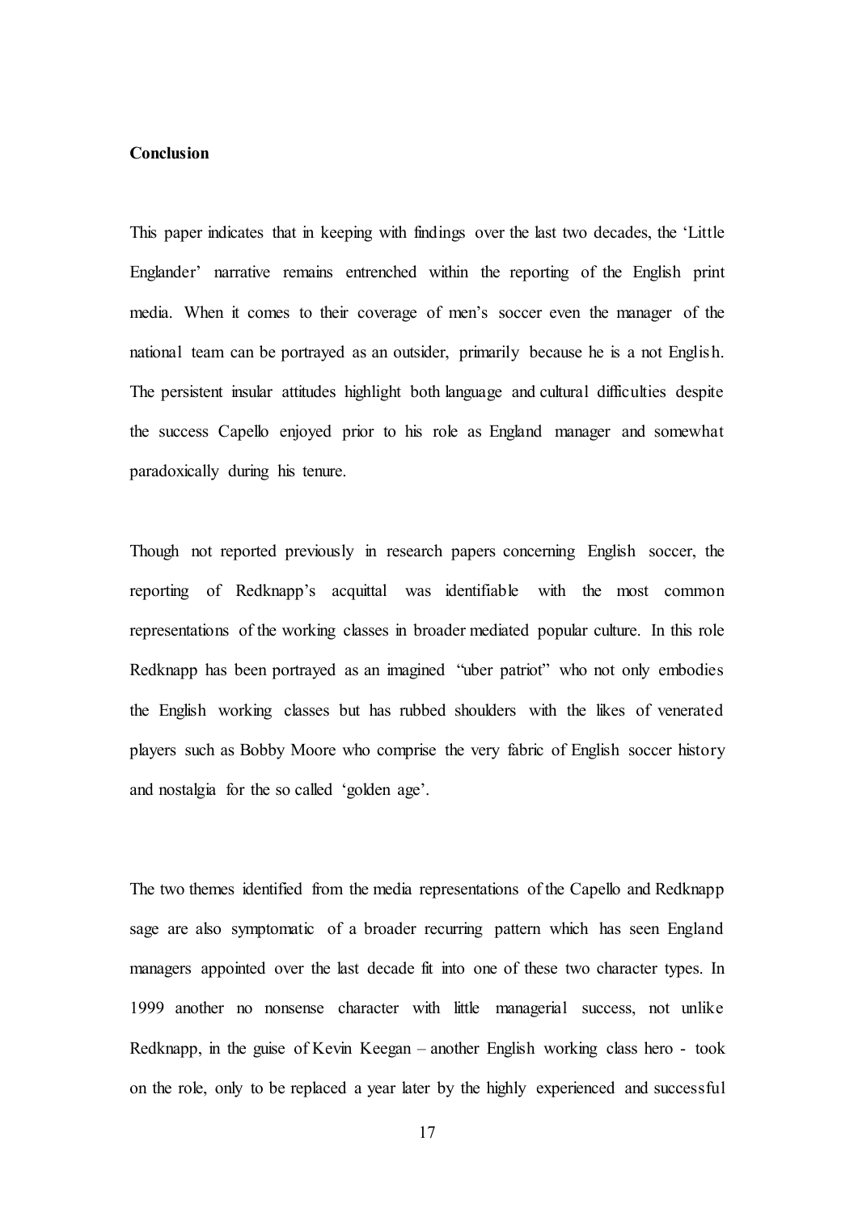**Conclusion**

This paper indicates that in keeping with findings over the last two decades, the 'Little Englander' narrative remains entrenched within the reporting of the English print media. When it comes to their coverage of men's soccer even the manager of the national team can be portrayed as an outsider, primarily because he is a not English. The persistent insular attitudes highlight both language and cultural difficulties despite the success Capello enjoyed prior to his role as England manager and somewhat paradoxically during his tenure.

Though not reported previously in research papers concerning English soccer, the reporting of Redknapp's acquittal was identifiable with the most common representations of the working classes in broader mediated popular culture. In this role Redknapp has been portrayed as an imagined "uber patriot" who not only embodies the English working classes but has rubbed shoulders with the likes of venerated players such as Bobby Moore who comprise the very fabric of English soccer history and nostalgia for the so called 'golden age'.

The two themes identified from the media representations of the Capello and Redknapp sage are also symptomatic of a broader recurring pattern which has seen England managers appointed over the last decade fit into one of these two character types. In 1999 another no nonsense character with little managerial success, not unlike Redknapp, in the guise of Kevin Keegan – another English working class hero - took on the role, only to be replaced a year later by the highly experienced and successful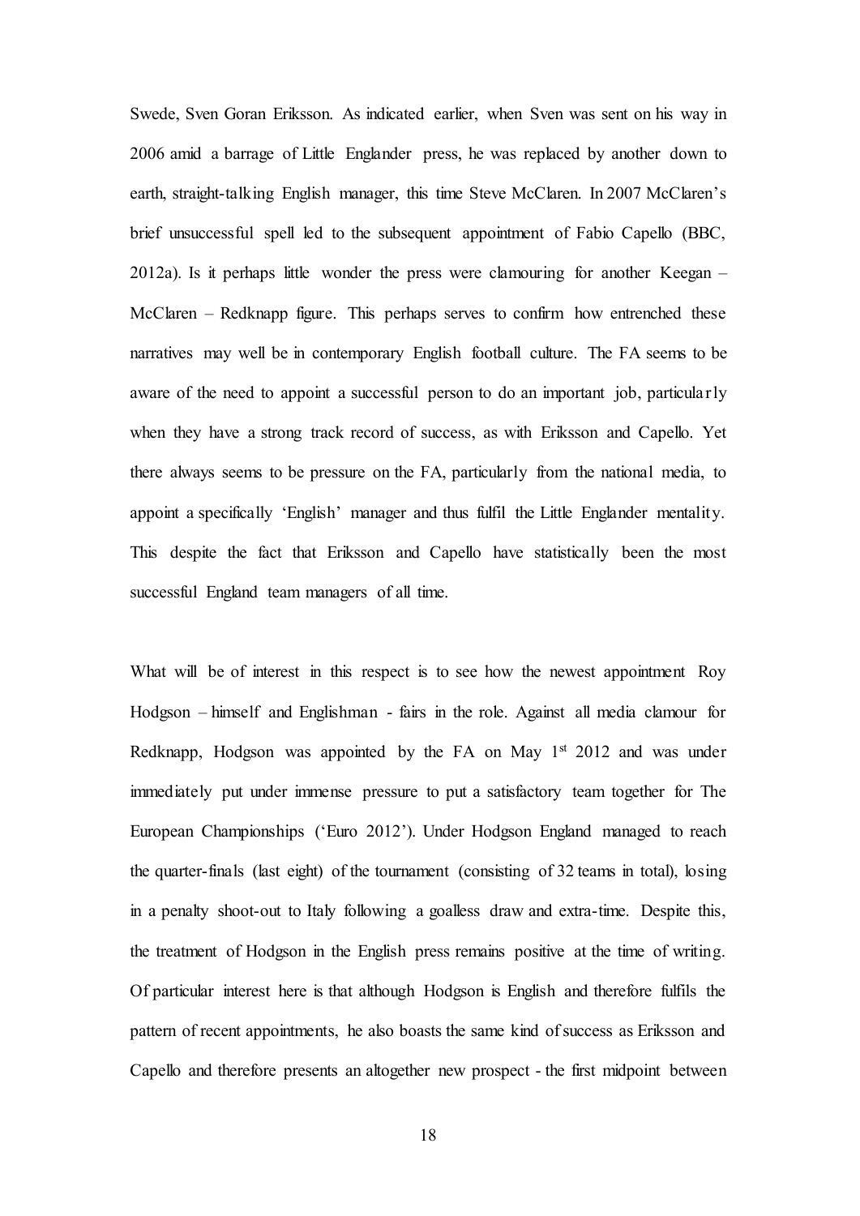Swede, Sven Goran Eriksson. As indicated earlier, when Sven was sent on his way in 2006 amid a barrage of Little Englander press, he was replaced by another down to earth, straight-talking English manager, this time Steve McClaren. In 2007 McClaren's brief unsuccessful spell led to the subsequent appointment of Fabio Capello (BBC, 2012a). Is it perhaps little wonder the press were clamouring for another Keegan – McClaren – Redknapp figure. This perhaps serves to confirm how entrenched these narratives may well be in contemporary English football culture. The FA seems to be aware of the need to appoint a successful person to do an important job, particularly when they have a strong track record of success, as with Eriksson and Capello. Yet there always seems to be pressure on the FA, particularly from the national media, to appoint a specifically 'English' manager and thus fulfil the Little Englander mentality. This despite the fact that Eriksson and Capello have statistically been the most successful England team managers of all time.

What will be of interest in this respect is to see how the newest appointment Roy Hodgson – himself and Englishman - fairs in the role. Against all media clamour for Redknapp, Hodgson was appointed by the FA on May 1st 2012 and was under immediately put under immense pressure to put a satisfactory team together for The European Championships ('Euro 2012'). Under Hodgson England managed to reach the quarter-finals (last eight) of the tournament (consisting of 32 teams in total), losing in a penalty shoot-out to Italy following a goalless draw and extra-time. Despite this, the treatment of Hodgson in the English press remains positive at the time of writing. Of particular interest here is that although Hodgson is English and therefore fulfils the pattern of recent appointments, he also boasts the same kind of success as Eriksson and Capello and therefore presents an altogether new prospect - the first midpoint between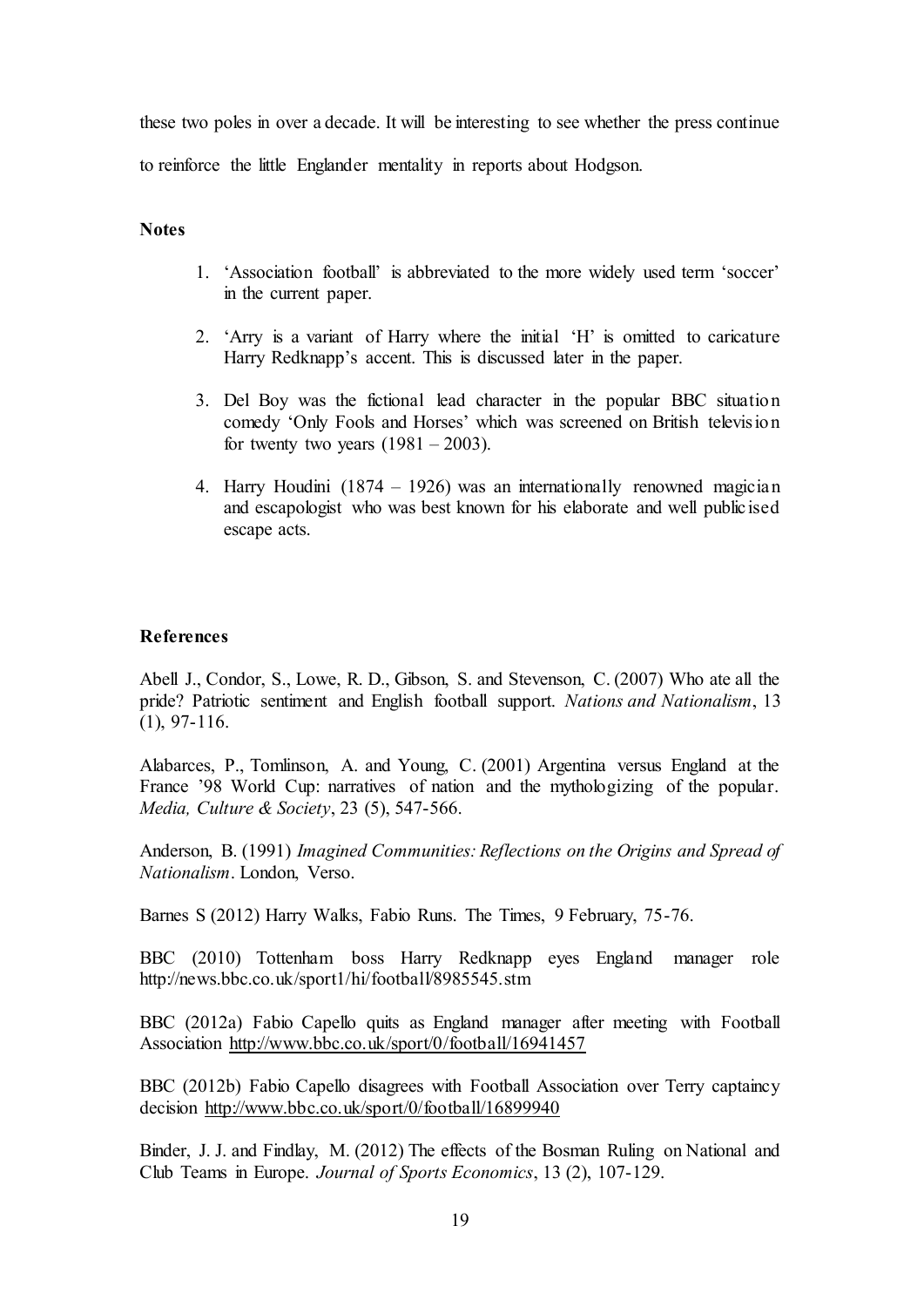these two poles in over a decade. It will be interesting to see whether the press continue to reinforce the little Englander mentality in reports about Hodgson.

**Notes**

1. 'Association football' is abbreviated to the more widely used term 'soccer' in the current paper.

2. 'Arry is a variant of Harry where the initial 'H' is omitted to caricature Harry Redknapp's accent. This is discussed later in the paper.

3. Del Boy was the fictional lead character in the popular BBC situation comedy 'Only Fools and Horses' which was screened on British television for twenty two years (1981 – 2003).

4. Harry Houdini (1874 – 1926) was an internationally renowned magician and escapologist who was best known for his elaborate and well publicised escape acts.

**References**

Abell J., Condor, S., Lowe, R. D., Gibson, S. and Stevenson, C. (2007) Who ate all the pride? Patriotic sentiment and English football support. *Nations and Nationalism*, 13 (1), 97-116.

Alabarces, P., Tomlinson, A. and Young, C. (2001) Argentina versus England at the France '98 World Cup: narratives of nation and the mythologizing of the popular. *Media, Culture & Society*, 23 (5), 547-566.

Anderson, B. (1991) *Imagined Communities: Reflections on the Origins and Spread of Nationalism*. London, Verso.

Barnes S (2012) Harry Walks, Fabio Runs. The Times, 9 February, 75-76.

BBC (2010) Tottenham boss Harry Redknapp eyes England manager role http://news.bbc.co.uk/sport1/hi/football/8985545.stm

BBC (2012a) Fabio Capello quits as England manager after meeting with Football Association http://www.bbc.co.uk/sport/0/football/16941457

BBC (2012b) Fabio Capello disagrees with Football Association over Terry captaincy decision http://www.bbc.co.uk/sport/0/football/16899940

Binder, J. J. and Findlay, M. (2012) The effects of the Bosman Ruling on National and Club Teams in Europe. *Journal of Sports Economics*, 13 (2), 107-129.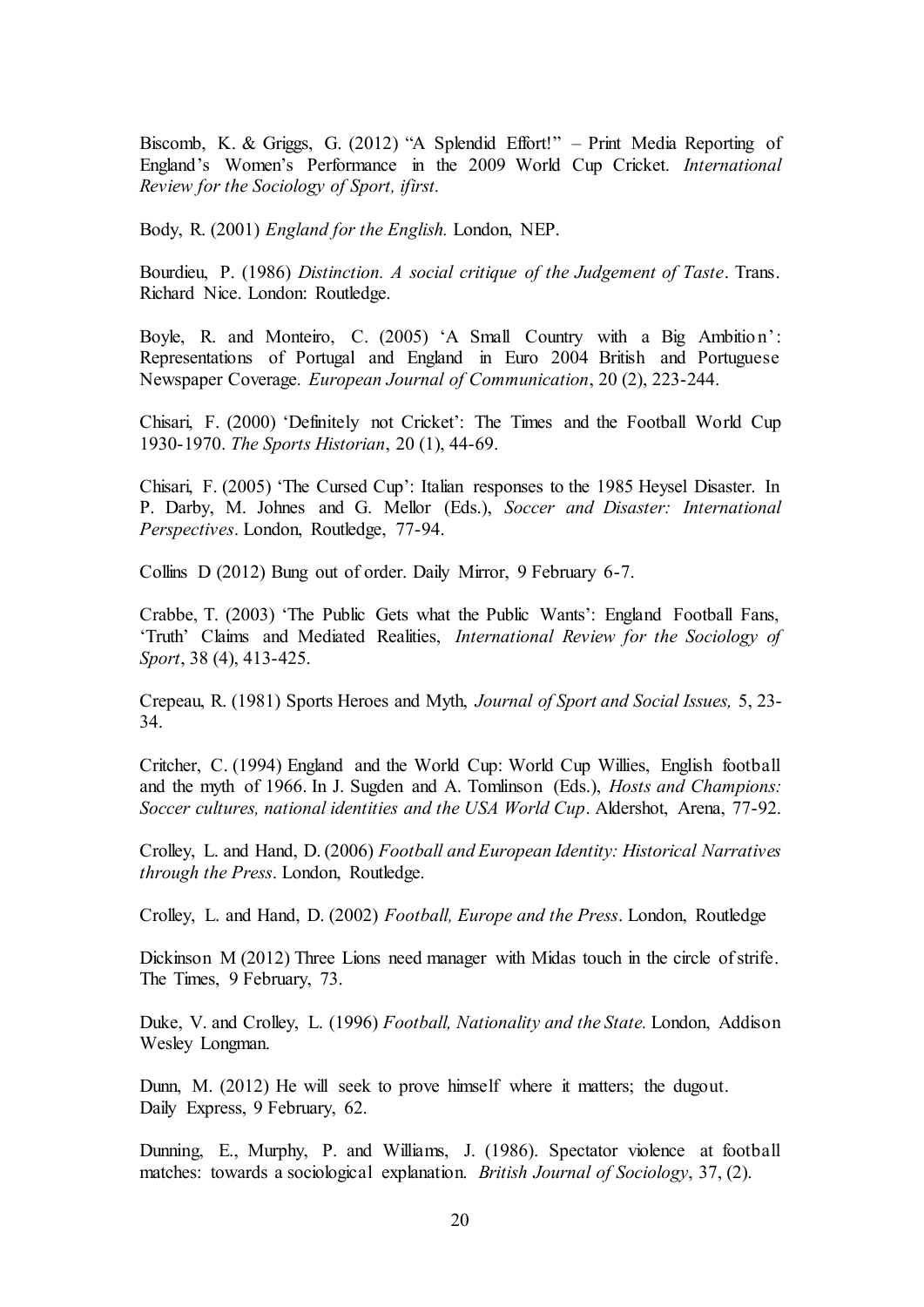Biscomb, K. & Griggs, G. (2012) "A Splendid Effort!" – Print Media Reporting of England's Women's Performance in the 2009 World Cup Cricket. *International Review for the Sociology of Sport, ifirst.*

Body, R. (2001) *England for the English.* London, NEP.

Bourdieu, P. (1986) *Distinction. A social critique of the Judgement of Taste*. Trans. Richard Nice. London: Routledge.

Boyle, R. and Monteiro, C. (2005) 'A Small Country with a Big Ambition': Representations of Portugal and England in Euro 2004 British and Portuguese Newspaper Coverage. *European Journal of Communication*, 20 (2), 223-244.

Chisari, F. (2000) 'Definitely not Cricket': The Times and the Football World Cup 1930-1970. *The Sports Historian*, 20 (1), 44-69.

Chisari, F. (2005) 'The Cursed Cup': Italian responses to the 1985 Heysel Disaster. In P. Darby, M. Johnes and G. Mellor (Eds.), *Soccer and Disaster: International Perspectives*. London, Routledge, 77-94.

Collins D (2012) Bung out of order. Daily Mirror, 9 February 6-7.

Crabbe, T. (2003) 'The Public Gets what the Public Wants': England Football Fans, 'Truth' Claims and Mediated Realities, *International Review for the Sociology of Sport*, 38 (4), 413-425.

Crepeau, R. (1981) Sports Heroes and Myth, *Journal of Sport and Social Issues,* 5, 23-34.

Critcher, C. (1994) England and the World Cup: World Cup Willies, English football and the myth of 1966. In J. Sugden and A. Tomlinson (Eds.), *Hosts and Champions: Soccer cultures, national identities and the USA World Cup*. Aldershot, Arena, 77-92.

Crolley, L. and Hand, D. (2006) *Football and European Identity: Historical Narratives through the Press*. London, Routledge.

Crolley, L. and Hand, D. (2002) *Football, Europe and the Press*. London, Routledge

Dickinson M (2012) Three Lions need manager with Midas touch in the circle of strife. The Times, 9 February, 73.

Duke, V. and Crolley, L. (1996) *Football, Nationality and the State.* London, Addison Wesley Longman.

Dunn, M. (2012) He will seek to prove himself where it matters; the dugout. Daily Express, 9 February, 62.

Dunning, E., Murphy, P. and Williams, J. (1986). Spectator violence at football matches: towards a sociological explanation. *British Journal of Sociology*, 37, (2).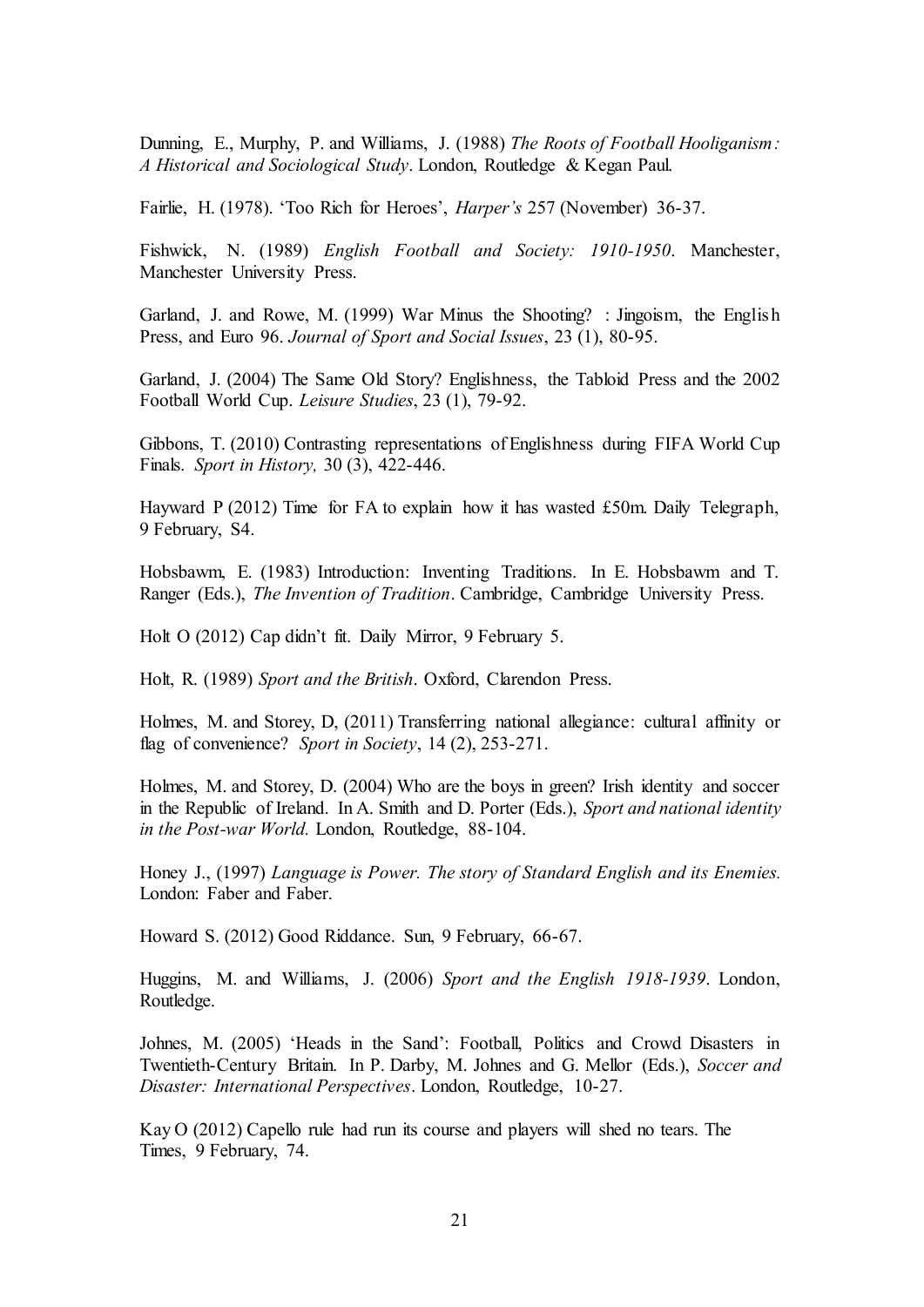Dunning, E., Murphy, P. and Williams, J. (1988) *The Roots of Football Hooliganism: A Historical and Sociological Study*. London, Routledge & Kegan Paul.

Fairlie, H. (1978). 'Too Rich for Heroes', *Harper's* 257 (November) 36-37.

Fishwick, N. (1989) *English Football and Society: 1910-1950*. Manchester, Manchester University Press.

Garland, J. and Rowe, M. (1999) War Minus the Shooting? : Jingoism, the English Press, and Euro 96. *Journal of Sport and Social Issues*, 23 (1), 80-95.

Garland, J. (2004) The Same Old Story? Englishness, the Tabloid Press and the 2002 Football World Cup. *Leisure Studies*, 23 (1), 79-92.

Gibbons, T. (2010) Contrasting representations of Englishness during FIFA World Cup Finals. *Sport in History,* 30 (3), 422-446.

Hayward P (2012) Time for FA to explain how it has wasted £50m. Daily Telegraph, 9 February, S4.

Hobsbawm, E. (1983) Introduction: Inventing Traditions. In E. Hobsbawm and T. Ranger (Eds.), *The Invention of Tradition*. Cambridge, Cambridge University Press.

Holt O (2012) Cap didn't fit. Daily Mirror, 9 February 5.

Holt, R. (1989) *Sport and the British*. Oxford, Clarendon Press.

Holmes, M. and Storey, D, (2011) Transferring national allegiance: cultural affinity or flag of convenience? *Sport in Society*, 14 (2), 253-271.

Holmes, M. and Storey, D. (2004) Who are the boys in green? Irish identity and soccer in the Republic of Ireland. In A. Smith and D. Porter (Eds.), *Sport and national identity in the Post-war World.* London, Routledge, 88-104.

Honey J., (1997) *Language is Power. The story of Standard English and its Enemies.* London: Faber and Faber.

Howard S. (2012) Good Riddance. Sun, 9 February, 66-67.

Huggins, M. and Williams, J. (2006) *Sport and the English 1918-1939*. London, Routledge.

Johnes, M. (2005) 'Heads in the Sand': Football, Politics and Crowd Disasters in Twentieth-Century Britain. In P. Darby, M. Johnes and G. Mellor (Eds.), *Soccer and Disaster: International Perspectives*. London, Routledge, 10-27.

Kay O (2012) Capello rule had run its course and players will shed no tears. The Times, 9 February, 74.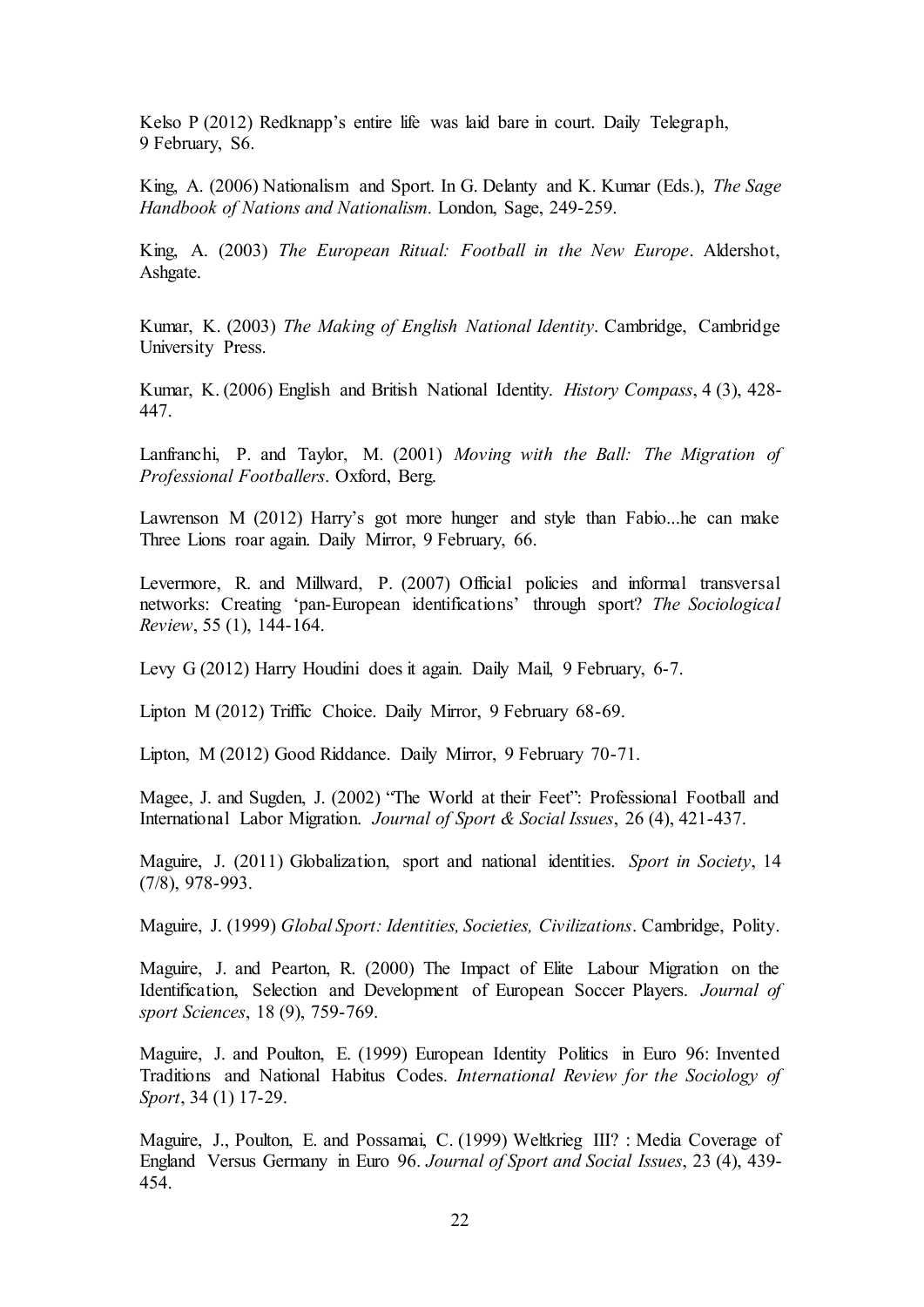Kelso P (2012) Redknapp's entire life was laid bare in court. Daily Telegraph, 9 February, S6.

King, A. (2006) Nationalism and Sport. In G. Delanty and K. Kumar (Eds.), *The Sage Handbook of Nations and Nationalism*. London, Sage, 249-259.

King, A. (2003) *The European Ritual: Football in the New Europe*. Aldershot, Ashgate.

Kumar, K. (2003) *The Making of English National Identity*. Cambridge, Cambridge University Press.

Kumar, K. (2006) English and British National Identity. *History Compass*, 4 (3), 428-447.

Lanfranchi, P. and Taylor, M. (2001) *Moving with the Ball: The Migration of Professional Footballers*. Oxford, Berg.

Lawrenson M (2012) Harry's got more hunger and style than Fabio...he can make Three Lions roar again. Daily Mirror, 9 February, 66.

Levermore, R. and Millward, P. (2007) Official policies and informal transversal networks: Creating 'pan-European identifications' through sport? *The Sociological Review*, 55 (1), 144-164.

Levy G (2012) Harry Houdini does it again. Daily Mail, 9 February, 6-7.

Lipton M (2012) Triffic Choice. Daily Mirror, 9 February 68-69.

Lipton, M (2012) Good Riddance. Daily Mirror, 9 February 70-71.

Magee, J. and Sugden, J. (2002) "The World at their Feet": Professional Football and International Labor Migration. *Journal of Sport & Social Issues*, 26 (4), 421-437.

Maguire, J. (2011) Globalization, sport and national identities. *Sport in Society*, 14 (7/8), 978-993.

Maguire, J. (1999) *Global Sport: Identities, Societies, Civilizations*. Cambridge, Polity.

Maguire, J. and Pearton, R. (2000) The Impact of Elite Labour Migration on the Identification, Selection and Development of European Soccer Players. *Journal of sport Sciences*, 18 (9), 759-769.

Maguire, J. and Poulton, E. (1999) European Identity Politics in Euro 96: Invented Traditions and National Habitus Codes. *International Review for the Sociology of Sport*, 34 (1) 17-29.

Maguire, J., Poulton, E. and Possamai, C. (1999) Weltkrieg III? : Media Coverage of England Versus Germany in Euro 96. *Journal of Sport and Social Issues*, 23 (4), 439-454.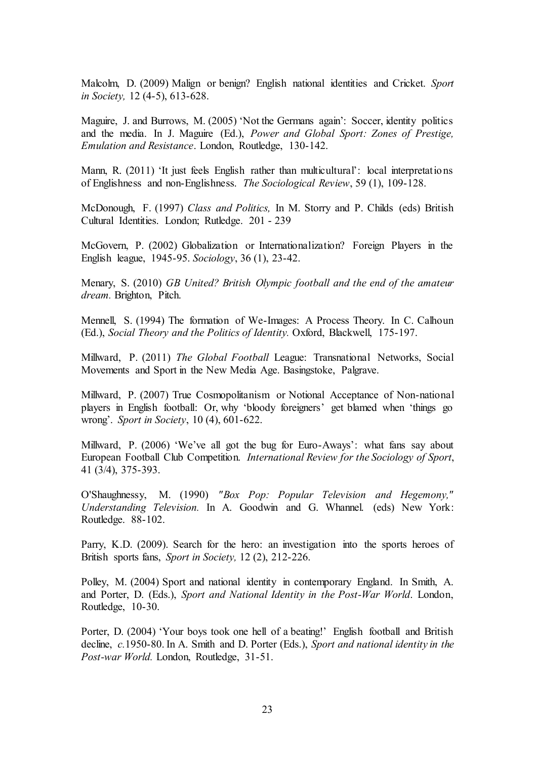Malcolm, D. (2009) Malign or benign? English national identities and Cricket. *Sport in Society,* 12 (4-5), 613-628.

Maguire, J. and Burrows, M. (2005) 'Not the Germans again': Soccer, identity politics and the media. In J. Maguire (Ed.), *Power and Global Sport: Zones of Prestige, Emulation and Resistance*. London, Routledge, 130-142.

Mann, R. (2011) 'It just feels English rather than multicultural': local interpretations of Englishness and non-Englishness. *The Sociological Review*, 59 (1), 109-128.

McDonough, F. (1997) *Class and Politics,* In M. Storry and P. Childs (eds) British Cultural Identities. London; Rutledge. 201 - 239

McGovern, P. (2002) Globalization or Internationalization? Foreign Players in the English league, 1945-95. *Sociology*, 36 (1), 23-42.

Menary, S. (2010) *GB United? British Olympic football and the end of the amateur dream.* Brighton, Pitch.

Mennell, S. (1994) The formation of We-Images: A Process Theory. In C. Calhoun (Ed.), *Social Theory and the Politics of Identity.* Oxford, Blackwell, 175-197.

Millward, P. (2011) *The Global Football* League: Transnational Networks, Social Movements and Sport in the New Media Age. Basingstoke, Palgrave.

Millward, P. (2007) True Cosmopolitanism or Notional Acceptance of Non-national players in English football: Or, why 'bloody foreigners' get blamed when 'things go wrong'. *Sport in Society*, 10 (4), 601-622.

Millward, P. (2006) 'We've all got the bug for Euro-Aways': what fans say about European Football Club Competition. *International Review for the Sociology of Sport*, 41 (3/4), 375-393.

O'Shaughnessy, M. (1990) *"Box Pop: Popular Television and Hegemony," Understanding Television.* In A. Goodwin and G. Whannel. (eds) New York: Routledge. 88-102.

Parry, K.D. (2009). Search for the hero: an investigation into the sports heroes of British sports fans, *Sport in Society,* 12 (2), 212-226.

Polley, M. (2004) Sport and national identity in contemporary England. In Smith, A. and Porter, D. (Eds.), *Sport and National Identity in the Post-War World*. London, Routledge, 10-30.

Porter, D. (2004) 'Your boys took one hell of a beating!' English football and British decline, *c.*1950-80. In A. Smith and D. Porter (Eds.), *Sport and national identity in the Post-war World.* London, Routledge, 31-51.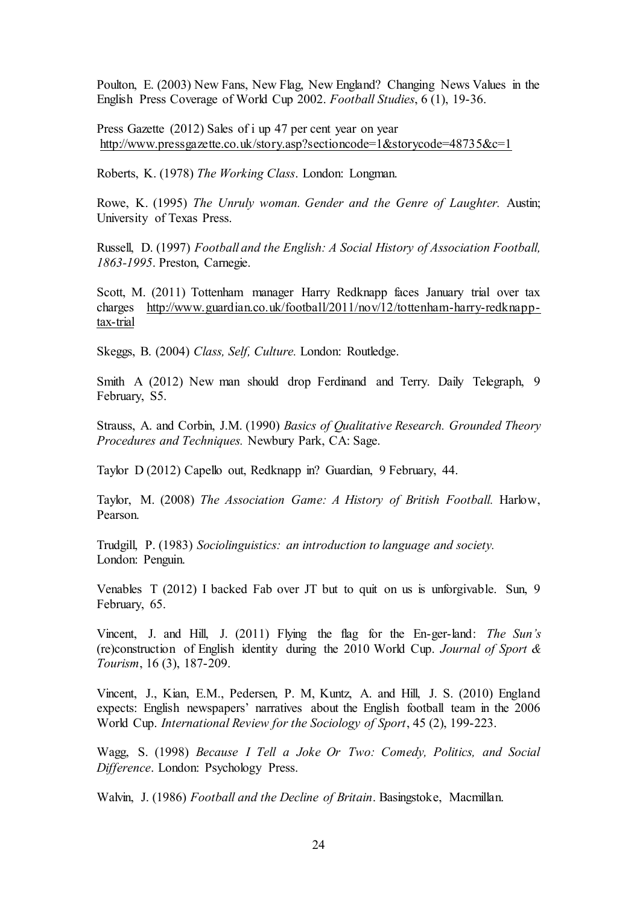Poulton, E. (2003) New Fans, New Flag, New England? Changing News Values in the English Press Coverage of World Cup 2002. *Football Studies*, 6 (1), 19-36.

Press Gazette (2012) Sales of i up 47 per cent year on year http://www.pressgazette.co.uk/story.asp?sectioncode=1&storycode=48735&c=1

Roberts, K. (1978) *The Working Class*. London: Longman.

Rowe, K. (1995) *The Unruly woman. Gender and the Genre of Laughter.* Austin; University of Texas Press.

Russell, D. (1997) *Football and the English: A Social History of Association Football, 1863-1995*. Preston, Carnegie.

Scott, M. (2011) Tottenham manager Harry Redknapp faces January trial over tax charges http://www.guardian.co.uk/football/2011/nov/12/tottenham-harry-redknapp-tax-trial

Skeggs, B. (2004) *Class, Self, Culture.* London: Routledge.

Smith A (2012) New man should drop Ferdinand and Terry. Daily Telegraph, 9 February, S5.

Strauss, A. and Corbin, J.M. (1990) *Basics of Qualitative Research. Grounded Theory Procedures and Techniques.* Newbury Park, CA: Sage.

Taylor D (2012) Capello out, Redknapp in? Guardian, 9 February, 44.

Taylor, M. (2008) *The Association Game: A History of British Football.* Harlow, Pearson.

Trudgill, P. (1983) *Sociolinguistics: an introduction to language and society.* London: Penguin.

Venables T (2012) I backed Fab over JT but to quit on us is unforgivable. Sun, 9 February, 65.

Vincent, J. and Hill, J. (2011) Flying the flag for the En-ger-land: *The Sun's* (re)construction of English identity during the 2010 World Cup. *Journal of Sport & Tourism*, 16 (3), 187-209.

Vincent, J., Kian, E.M., Pedersen, P. M, Kuntz, A. and Hill, J. S. (2010) England expects: English newspapers' narratives about the English football team in the 2006 World Cup. *International Review for the Sociology of Sport*, 45 (2), 199-223.

Wagg, S. (1998) *Because I Tell a Joke Or Two: Comedy, Politics, and Social Difference*. London: Psychology Press.

Walvin, J. (1986) *Football and the Decline of Britain*. Basingstoke, Macmillan.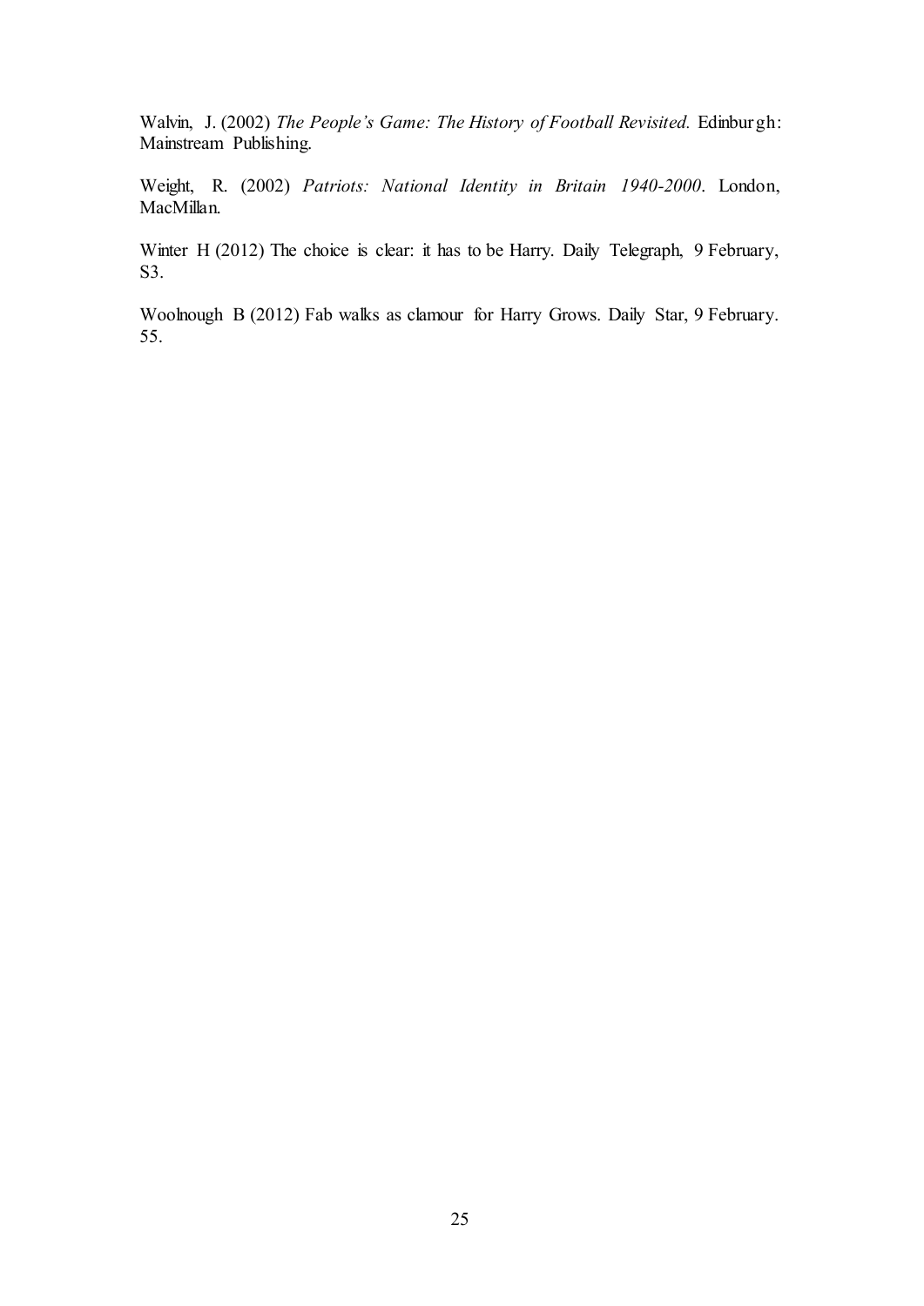Walvin, J. (2002) *The People's Game: The History of Football Revisited.* Edinburgh: Mainstream Publishing.

Weight, R. (2002) *Patriots: National Identity in Britain 1940-2000*. London, MacMillan.

Winter H (2012) The choice is clear: it has to be Harry. Daily Telegraph, 9 February, S3.

Woolnough B (2012) Fab walks as clamour for Harry Grows. Daily Star, 9 February. 55.